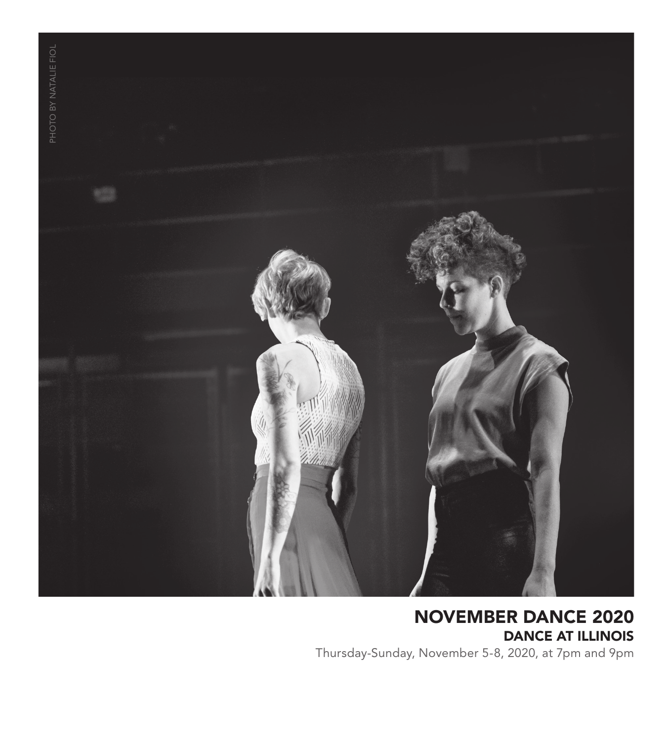PHOTO BY NATALIE FIOL

# NOVEMBER DANCE 2020

## DANCE AT ILLINOIS

Thursday-Sunday, November 5-8, 2020, at 7pm and 9pm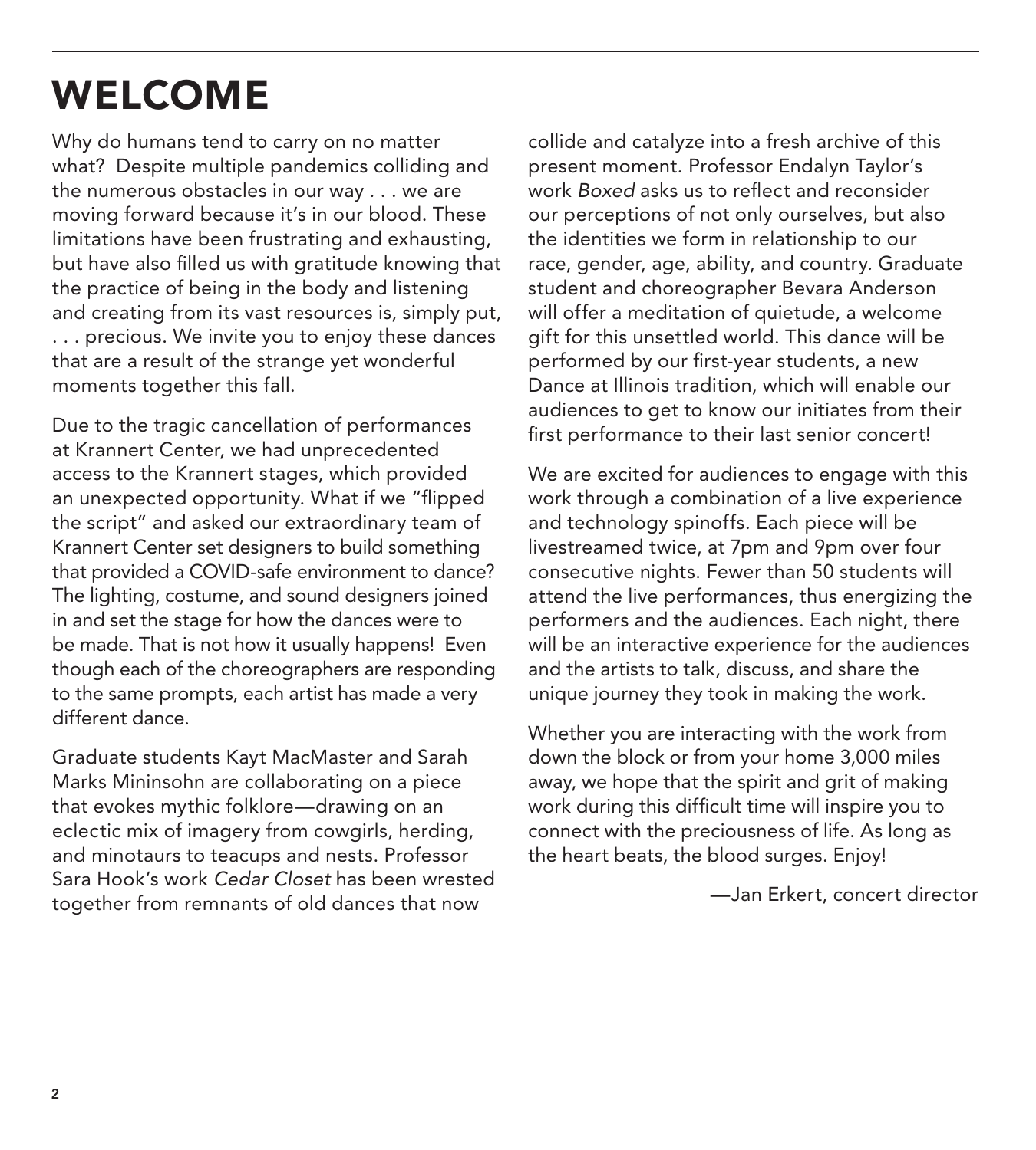# WELCOME

Why do humans tend to carry on no matter what? Despite multiple pandemics colliding and the numerous obstacles in our way . . . we are moving forward because it's in our blood. These limitations have been frustrating and exhausting, but have also filled us with gratitude knowing that the practice of being in the body and listening and creating from its vast resources is, simply put, . . . precious. We invite you to enjoy these dances that are a result of the strange yet wonderful moments together this fall.

Due to the tragic cancellation of performances at Krannert Center, we had unprecedented access to the Krannert stages, which provided an unexpected opportunity. What if we "flipped the script" and asked our extraordinary team of Krannert Center set designers to build something that provided a COVID-safe environment to dance? The lighting, costume, and sound designers joined in and set the stage for how the dances were to be made. That is not how it usually happens! Even though each of the choreographers are responding to the same prompts, each artist has made a very different dance.

Graduate students Kayt MacMaster and Sarah Marks Mininsohn are collaborating on a piece that evokes mythic folklore—drawing on an eclectic mix of imagery from cowgirls, herding, and minotaurs to teacups and nests. Professor Sara Hook's work *Cedar Closet* has been wrested together from remnants of old dances that now collide and catalyze into a fresh archive of this present moment. Professor Endalyn Taylor's work *Boxed* asks us to reflect and reconsider our perceptions of not only ourselves, but also the identities we form in relationship to our race, gender, age, ability, and country. Graduate student and choreographer Bevara Anderson will offer a meditation of quietude, a welcome gift for this unsettled world. This dance will be performed by our first-year students, a new Dance at Illinois tradition, which will enable our audiences to get to know our initiates from their first performance to their last senior concert!

We are excited for audiences to engage with this work through a combination of a live experience and technology spinoffs. Each piece will be livestreamed twice, at 7pm and 9pm over four consecutive nights. Fewer than 50 students will attend the live performances, thus energizing the performers and the audiences. Each night, there will be an interactive experience for the audiences and the artists to talk, discuss, and share the unique journey they took in making the work.

Whether you are interacting with the work from down the block or from your home 3,000 miles away, we hope that the spirit and grit of making work during this difficult time will inspire you to connect with the preciousness of life. As long as the heart beats, the blood surges. Enjoy!

—Jan Erkert, concert director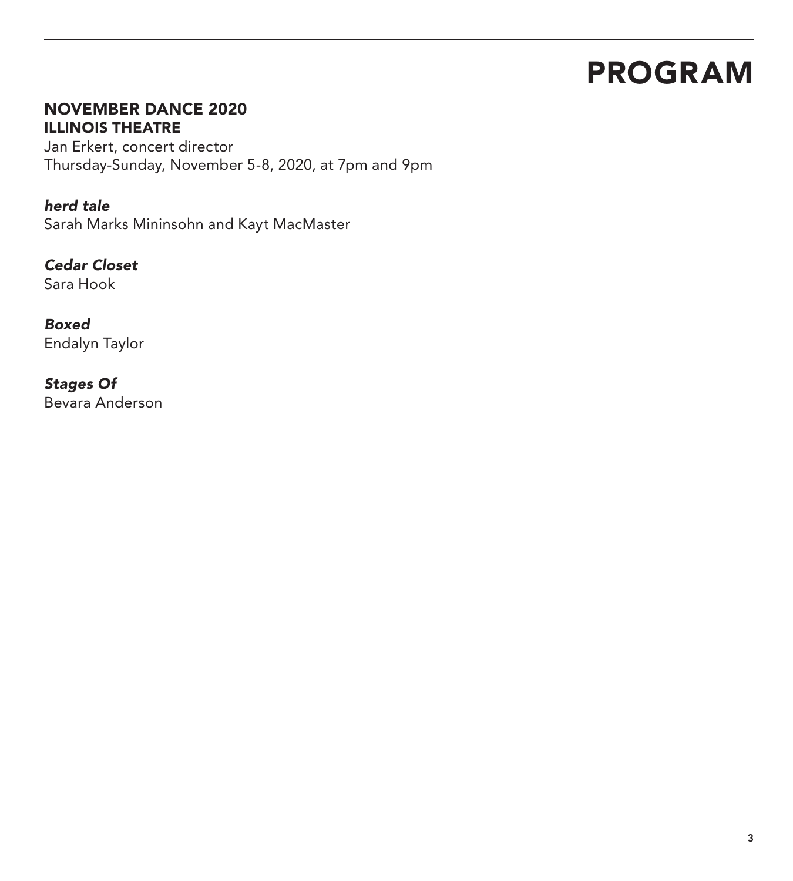# PROGRAM

## NOVEMBER DANCE 2020
### ILLINOIS THEATRE

Jan Erkert, concert director
Thursday-Sunday, November 5-8, 2020, at 7pm and 9pm

***herd tale***
Sarah Marks Mininsohn and Kayt MacMaster

***Cedar Closet***
Sara Hook

***Boxed***
Endalyn Taylor

***Stages Of***
Bevara Anderson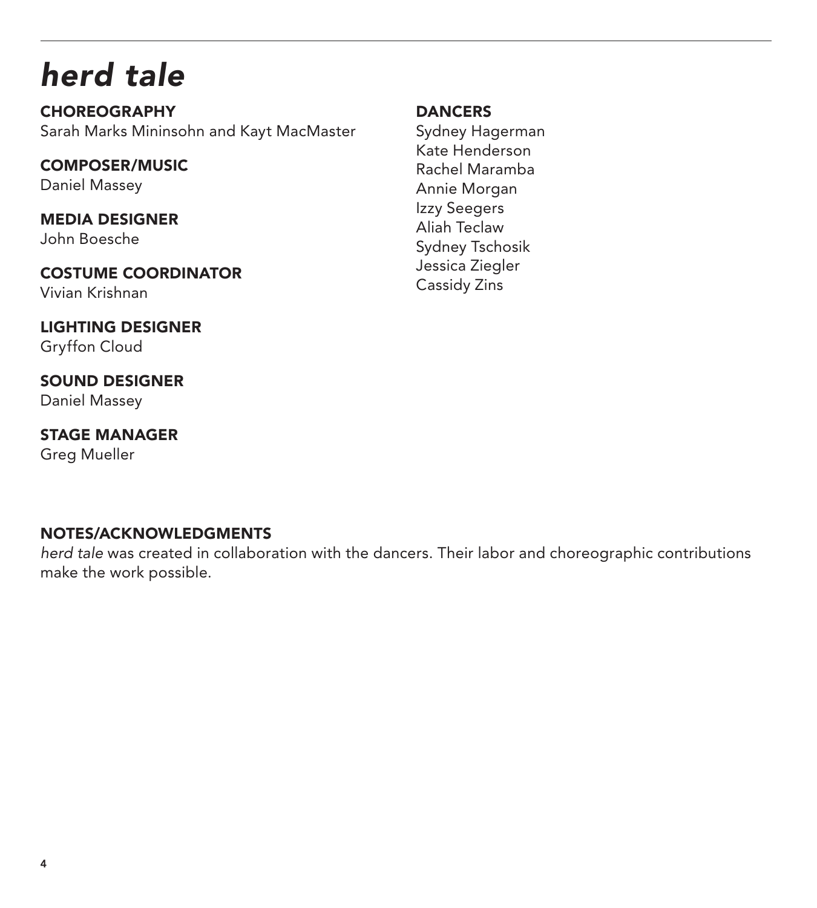# *herd tale*

**CHOREOGRAPHY**
Sarah Marks Mininsohn and Kayt MacMaster

**COMPOSER/MUSIC**
Daniel Massey

**MEDIA DESIGNER**
John Boesche

**COSTUME COORDINATOR**
Vivian Krishnan

**LIGHTING DESIGNER**
Gryffon Cloud

**SOUND DESIGNER**
Daniel Massey

**STAGE MANAGER**
Greg Mueller

**DANCERS**
Sydney Hagerman
Kate Henderson
Rachel Maramba
Annie Morgan
Izzy Seegers
Aliah Teclaw
Sydney Tschosik
Jessica Ziegler
Cassidy Zins

**NOTES/ACKNOWLEDGMENTS**

*herd tale* was created in collaboration with the dancers. Their labor and choreographic contributions make the work possible.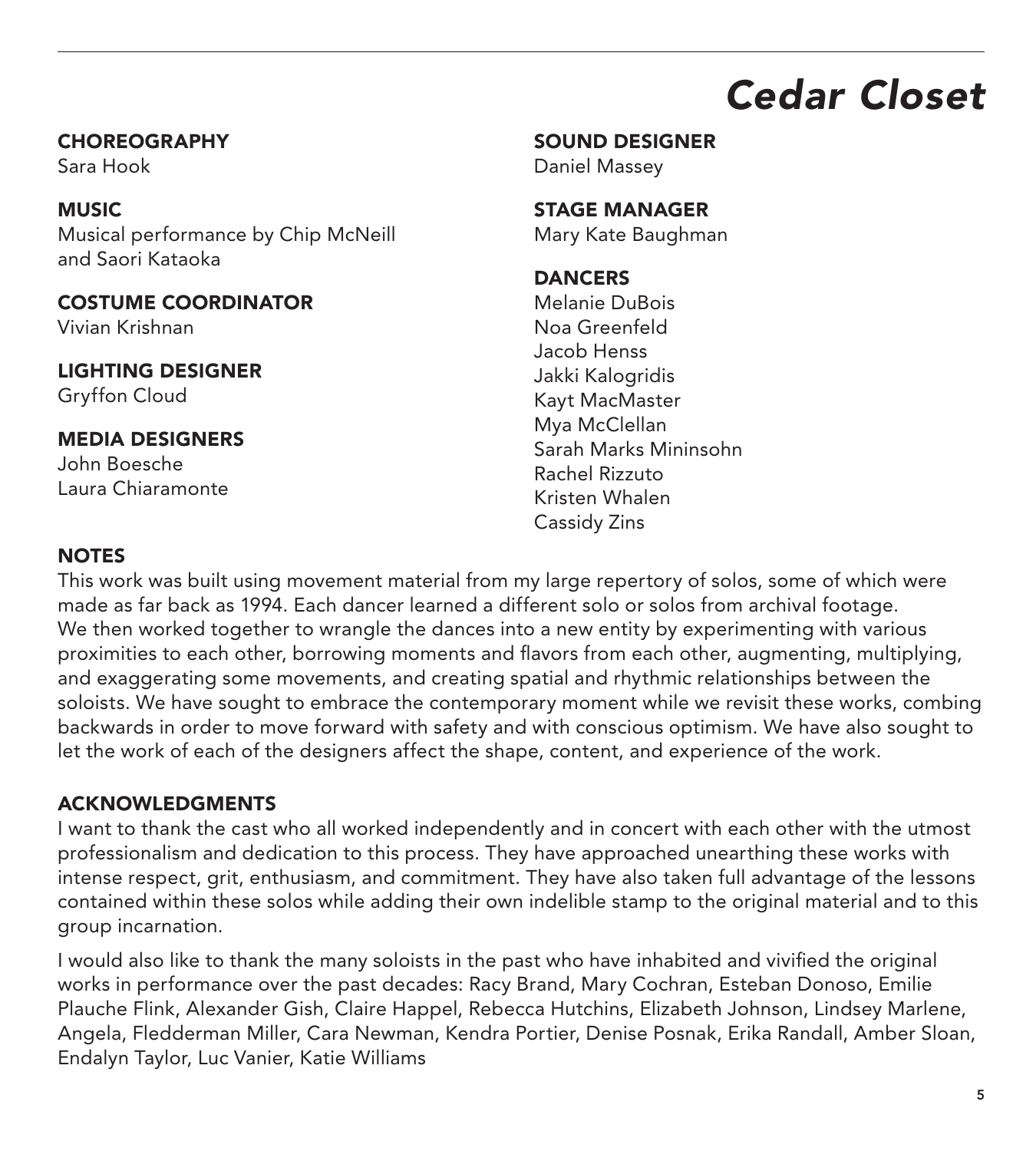# *Cedar Closet*

**CHOREOGRAPHY**
Sara Hook

**MUSIC**
Musical performance by Chip McNeill and Saori Kataoka

**COSTUME COORDINATOR**
Vivian Krishnan

**LIGHTING DESIGNER**
Gryffon Cloud

**MEDIA DESIGNERS**
John Boesche
Laura Chiaramonte

**SOUND DESIGNER**
Daniel Massey

**STAGE MANAGER**
Mary Kate Baughman

**DANCERS**
Melanie DuBois
Noa Greenfeld
Jacob Henss
Jakki Kalogridis
Kayt MacMaster
Mya McClellan
Sarah Marks Mininsohn
Rachel Rizzuto
Kristen Whalen
Cassidy Zins

## NOTES

This work was built using movement material from my large repertory of solos, some of which were made as far back as 1994. Each dancer learned a different solo or solos from archival footage. We then worked together to wrangle the dances into a new entity by experimenting with various proximities to each other, borrowing moments and flavors from each other, augmenting, multiplying, and exaggerating some movements, and creating spatial and rhythmic relationships between the soloists. We have sought to embrace the contemporary moment while we revisit these works, combing backwards in order to move forward with safety and with conscious optimism. We have also sought to let the work of each of the designers affect the shape, content, and experience of the work.

## ACKNOWLEDGMENTS

I want to thank the cast who all worked independently and in concert with each other with the utmost professionalism and dedication to this process. They have approached unearthing these works with intense respect, grit, enthusiasm, and commitment. They have also taken full advantage of the lessons contained within these solos while adding their own indelible stamp to the original material and to this group incarnation.

I would also like to thank the many soloists in the past who have inhabited and vivified the original works in performance over the past decades: Racy Brand, Mary Cochran, Esteban Donoso, Emilie Plauche Flink, Alexander Gish, Claire Happel, Rebecca Hutchins, Elizabeth Johnson, Lindsey Marlene, Angela, Fledderman Miller, Cara Newman, Kendra Portier, Denise Posnak, Erika Randall, Amber Sloan, Endalyn Taylor, Luc Vanier, Katie Williams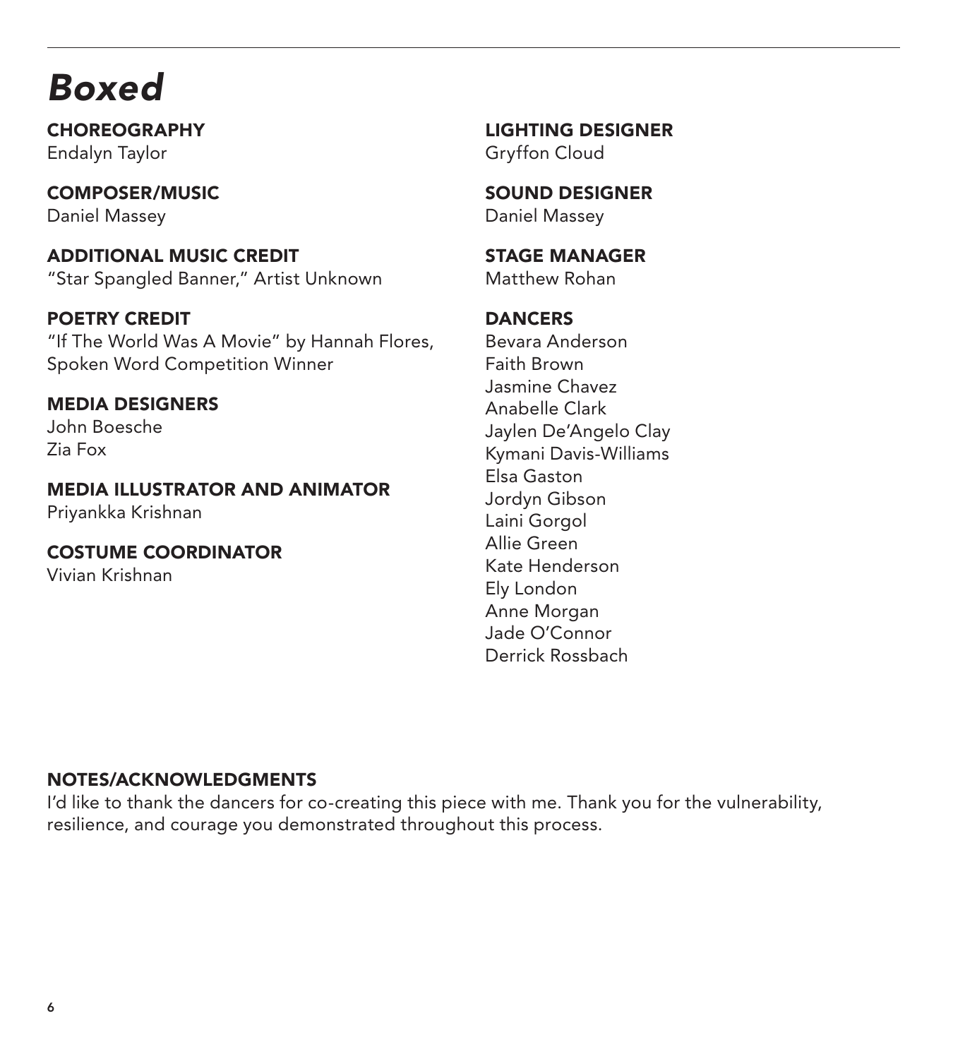# *Boxed*

**CHOREOGRAPHY**
Endalyn Taylor

**COMPOSER/MUSIC**
Daniel Massey

**ADDITIONAL MUSIC CREDIT**
"Star Spangled Banner," Artist Unknown

**POETRY CREDIT**
"If The World Was A Movie" by Hannah Flores, Spoken Word Competition Winner

**MEDIA DESIGNERS**
John Boesche
Zia Fox

**MEDIA ILLUSTRATOR AND ANIMATOR**
Priyankka Krishnan

**COSTUME COORDINATOR**
Vivian Krishnan

**LIGHTING DESIGNER**
Gryffon Cloud

**SOUND DESIGNER**
Daniel Massey

**STAGE MANAGER**
Matthew Rohan

**DANCERS**
Bevara Anderson
Faith Brown
Jasmine Chavez
Anabelle Clark
Jaylen De'Angelo Clay
Kymani Davis-Williams
Elsa Gaston
Jordyn Gibson
Laini Gorgol
Allie Green
Kate Henderson
Ely London
Anne Morgan
Jade O'Connor
Derrick Rossbach

**NOTES/ACKNOWLEDGMENTS**
I'd like to thank the dancers for co-creating this piece with me. Thank you for the vulnerability, resilience, and courage you demonstrated throughout this process.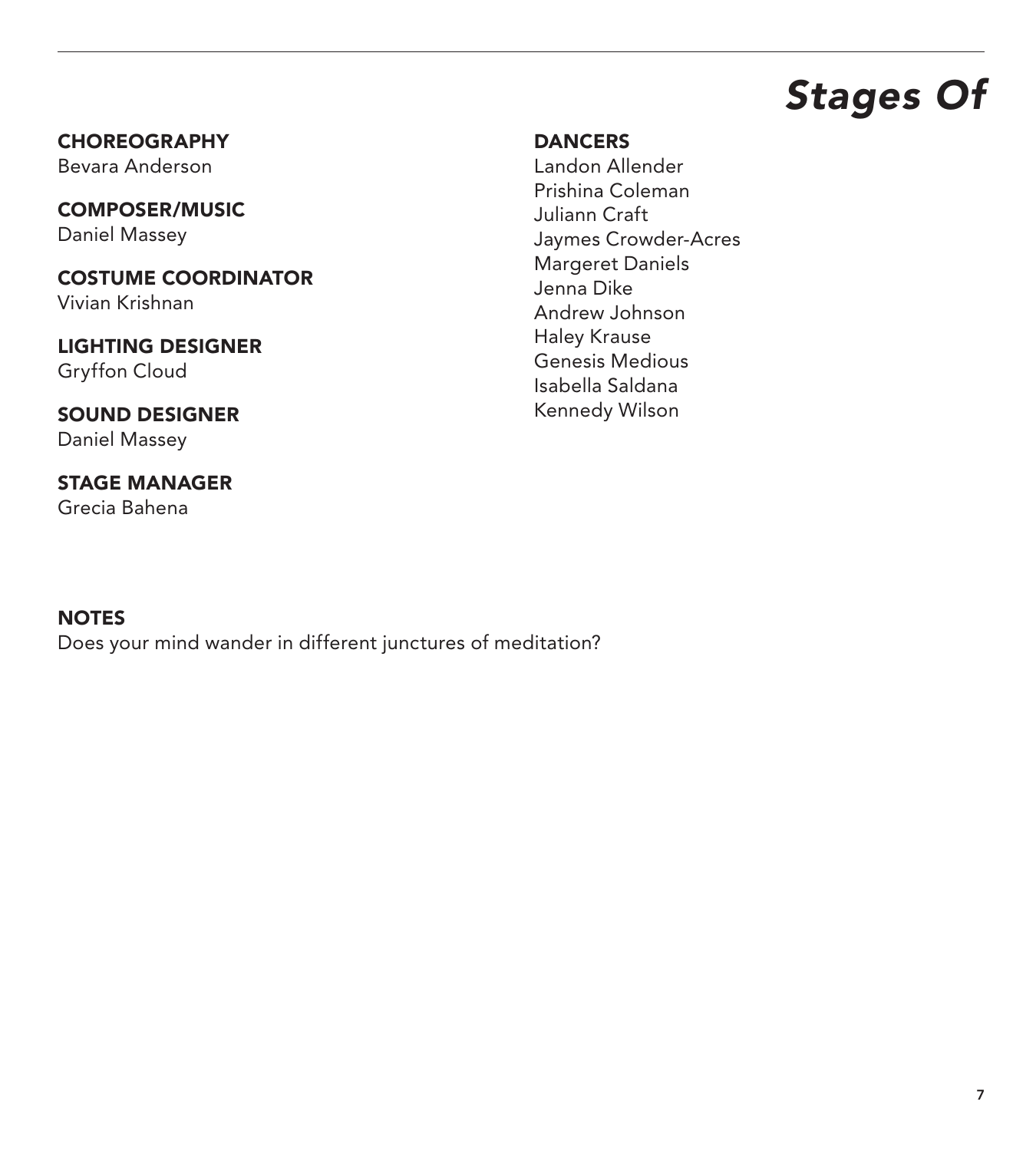# *Stages Of*

**CHOREOGRAPHY**
Bevara Anderson

**COMPOSER/MUSIC**
Daniel Massey

**COSTUME COORDINATOR**
Vivian Krishnan

**LIGHTING DESIGNER**
Gryffon Cloud

**SOUND DESIGNER**
Daniel Massey

**STAGE MANAGER**
Grecia Bahena

**DANCERS**
Landon Allender
Prishina Coleman
Juliann Craft
Jaymes Crowder-Acres
Margeret Daniels
Jenna Dike
Andrew Johnson
Haley Krause
Genesis Medious
Isabella Saldana
Kennedy Wilson

**NOTES**
Does your mind wander in different junctures of meditation?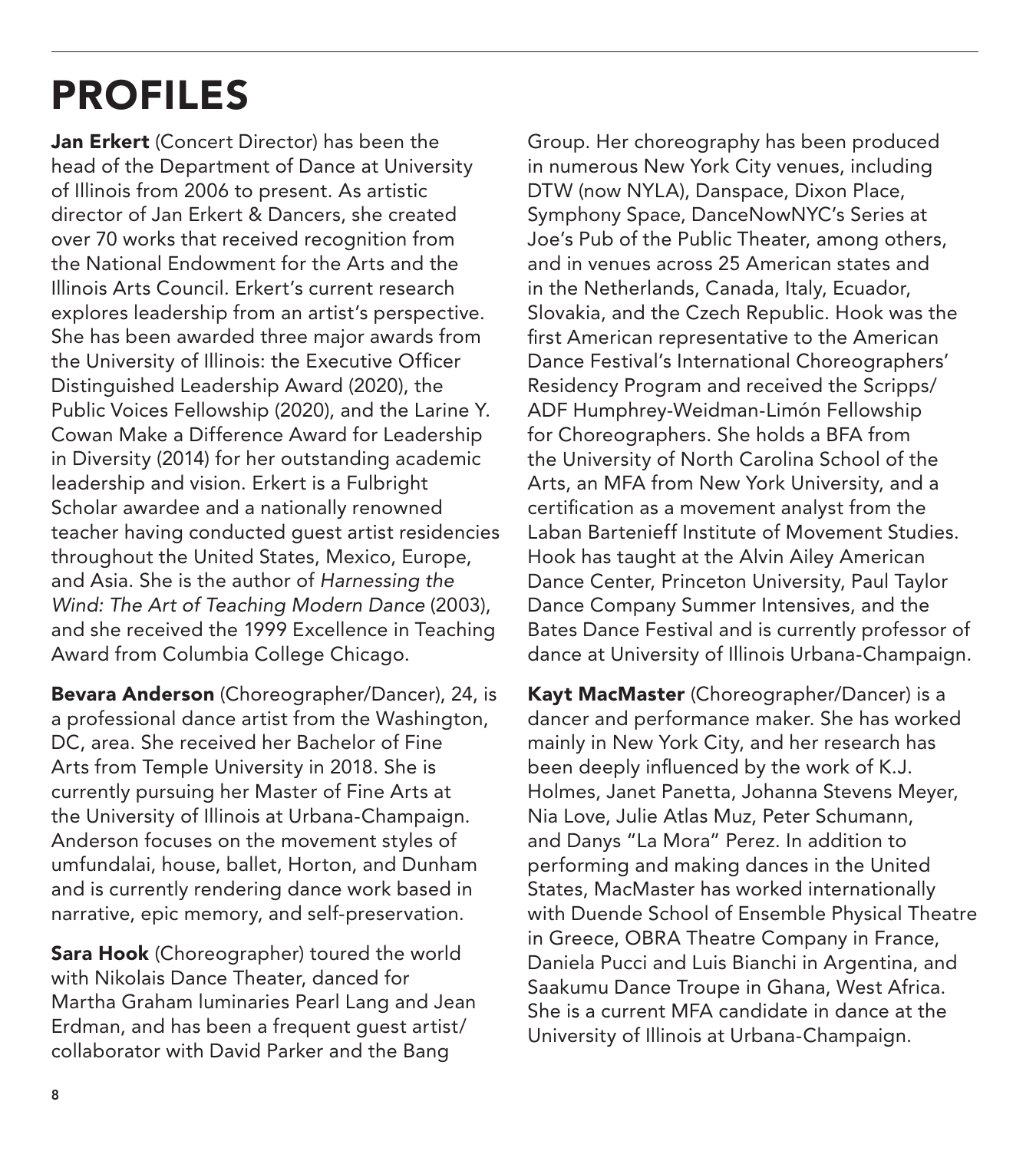# PROFILES

**Jan Erkert** (Concert Director) has been the head of the Department of Dance at University of Illinois from 2006 to present. As artistic director of Jan Erkert & Dancers, she created over 70 works that received recognition from the National Endowment for the Arts and the Illinois Arts Council. Erkert's current research explores leadership from an artist's perspective. She has been awarded three major awards from the University of Illinois: the Executive Officer Distinguished Leadership Award (2020), the Public Voices Fellowship (2020), and the Larine Y. Cowan Make a Difference Award for Leadership in Diversity (2014) for her outstanding academic leadership and vision. Erkert is a Fulbright Scholar awardee and a nationally renowned teacher having conducted guest artist residencies throughout the United States, Mexico, Europe, and Asia. She is the author of *Harnessing the Wind: The Art of Teaching Modern Dance* (2003), and she received the 1999 Excellence in Teaching Award from Columbia College Chicago.

**Bevara Anderson** (Choreographer/Dancer), 24, is a professional dance artist from the Washington, DC, area. She received her Bachelor of Fine Arts from Temple University in 2018. She is currently pursuing her Master of Fine Arts at the University of Illinois at Urbana-Champaign. Anderson focuses on the movement styles of umfundalai, house, ballet, Horton, and Dunham and is currently rendering dance work based in narrative, epic memory, and self-preservation.

**Sara Hook** (Choreographer) toured the world with Nikolais Dance Theater, danced for Martha Graham luminaries Pearl Lang and Jean Erdman, and has been a frequent guest artist/collaborator with David Parker and the Bang Group. Her choreography has been produced in numerous New York City venues, including DTW (now NYLA), Danspace, Dixon Place, Symphony Space, DanceNowNYC's Series at Joe's Pub of the Public Theater, among others, and in venues across 25 American states and in the Netherlands, Canada, Italy, Ecuador, Slovakia, and the Czech Republic. Hook was the first American representative to the American Dance Festival's International Choreographers' Residency Program and received the Scripps/ADF Humphrey-Weidman-Limón Fellowship for Choreographers. She holds a BFA from the University of North Carolina School of the Arts, an MFA from New York University, and a certification as a movement analyst from the Laban Bartenieff Institute of Movement Studies. Hook has taught at the Alvin Ailey American Dance Center, Princeton University, Paul Taylor Dance Company Summer Intensives, and the Bates Dance Festival and is currently professor of dance at University of Illinois Urbana-Champaign.

**Kayt MacMaster** (Choreographer/Dancer) is a dancer and performance maker. She has worked mainly in New York City, and her research has been deeply influenced by the work of K.J. Holmes, Janet Panetta, Johanna Stevens Meyer, Nia Love, Julie Atlas Muz, Peter Schumann, and Danys "La Mora" Perez. In addition to performing and making dances in the United States, MacMaster has worked internationally with Duende School of Ensemble Physical Theatre in Greece, OBRA Theatre Company in France, Daniela Pucci and Luis Bianchi in Argentina, and Saakumu Dance Troupe in Ghana, West Africa. She is a current MFA candidate in dance at the University of Illinois at Urbana-Champaign.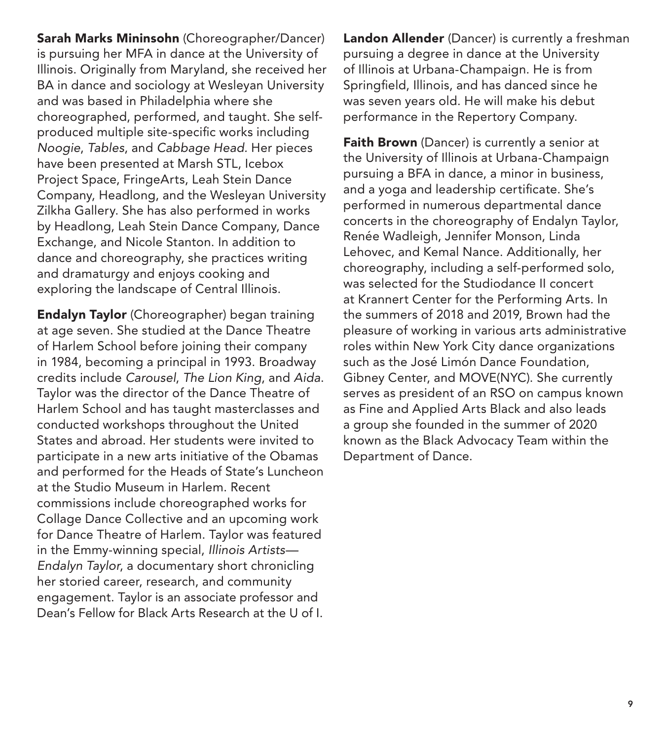**Sarah Marks Mininsohn** (Choreographer/Dancer) is pursuing her MFA in dance at the University of Illinois. Originally from Maryland, she received her BA in dance and sociology at Wesleyan University and was based in Philadelphia where she choreographed, performed, and taught. She self-produced multiple site-specific works including *Noogie*, *Tables*, and *Cabbage Head.* Her pieces have been presented at Marsh STL, Icebox Project Space, FringeArts, Leah Stein Dance Company, Headlong, and the Wesleyan University Zilkha Gallery. She has also performed in works by Headlong, Leah Stein Dance Company, Dance Exchange, and Nicole Stanton. In addition to dance and choreography, she practices writing and dramaturgy and enjoys cooking and exploring the landscape of Central Illinois.

**Endalyn Taylor** (Choreographer) began training at age seven. She studied at the Dance Theatre of Harlem School before joining their company in 1984, becoming a principal in 1993. Broadway credits include *Carousel*, *The Lion King*, and *Aida*. Taylor was the director of the Dance Theatre of Harlem School and has taught masterclasses and conducted workshops throughout the United States and abroad. Her students were invited to participate in a new arts initiative of the Obamas and performed for the Heads of State's Luncheon at the Studio Museum in Harlem. Recent commissions include choreographed works for Collage Dance Collective and an upcoming work for Dance Theatre of Harlem. Taylor was featured in the Emmy-winning special, *Illinois Artists—Endalyn Taylor*, a documentary short chronicling her storied career, research, and community engagement. Taylor is an associate professor and Dean's Fellow for Black Arts Research at the U of I.

**Landon Allender** (Dancer) is currently a freshman pursuing a degree in dance at the University of Illinois at Urbana-Champaign. He is from Springfield, Illinois, and has danced since he was seven years old. He will make his debut performance in the Repertory Company.

**Faith Brown** (Dancer) is currently a senior at the University of Illinois at Urbana-Champaign pursuing a BFA in dance, a minor in business, and a yoga and leadership certificate. She's performed in numerous departmental dance concerts in the choreography of Endalyn Taylor, Renée Wadleigh, Jennifer Monson, Linda Lehovec, and Kemal Nance. Additionally, her choreography, including a self-performed solo, was selected for the Studiodance II concert at Krannert Center for the Performing Arts. In the summers of 2018 and 2019, Brown had the pleasure of working in various arts administrative roles within New York City dance organizations such as the José Limón Dance Foundation, Gibney Center, and MOVE(NYC). She currently serves as president of an RSO on campus known as Fine and Applied Arts Black and also leads a group she founded in the summer of 2020 known as the Black Advocacy Team within the Department of Dance.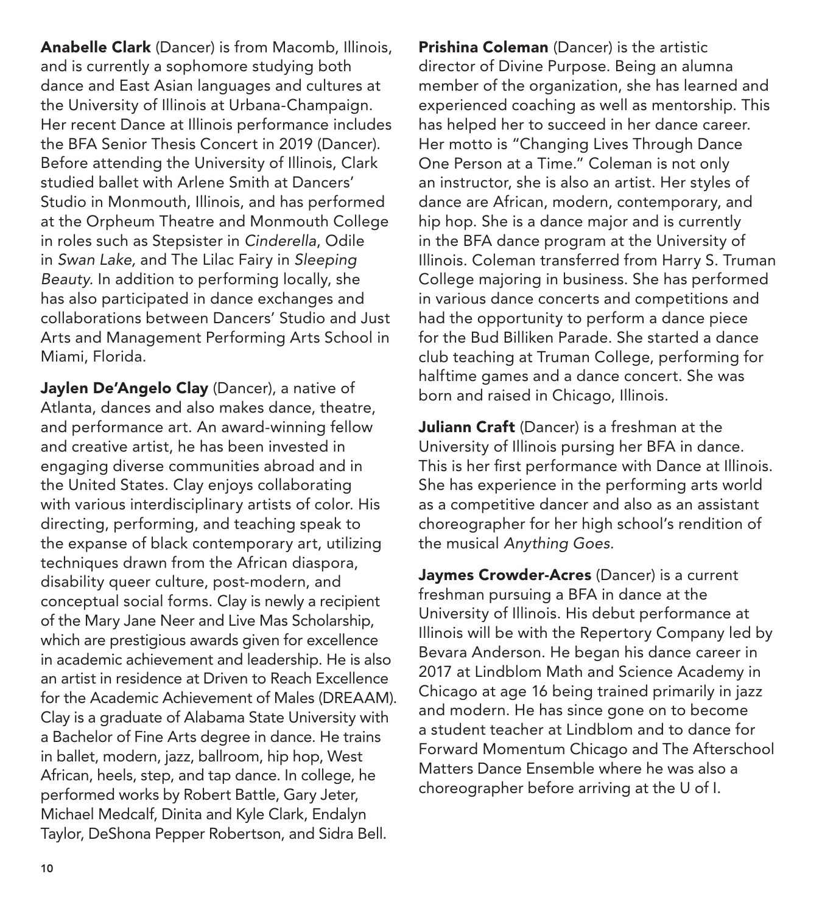**Anabelle Clark** (Dancer) is from Macomb, Illinois, and is currently a sophomore studying both dance and East Asian languages and cultures at the University of Illinois at Urbana-Champaign. Her recent Dance at Illinois performance includes the BFA Senior Thesis Concert in 2019 (Dancer). Before attending the University of Illinois, Clark studied ballet with Arlene Smith at Dancers' Studio in Monmouth, Illinois, and has performed at the Orpheum Theatre and Monmouth College in roles such as Stepsister in *Cinderella*, Odile in *Swan Lake*, and The Lilac Fairy in *Sleeping Beauty.* In addition to performing locally, she has also participated in dance exchanges and collaborations between Dancers' Studio and Just Arts and Management Performing Arts School in Miami, Florida.

**Jaylen De'Angelo Clay** (Dancer), a native of Atlanta, dances and also makes dance, theatre, and performance art. An award-winning fellow and creative artist, he has been invested in engaging diverse communities abroad and in the United States. Clay enjoys collaborating with various interdisciplinary artists of color. His directing, performing, and teaching speak to the expanse of black contemporary art, utilizing techniques drawn from the African diaspora, disability queer culture, post-modern, and conceptual social forms. Clay is newly a recipient of the Mary Jane Neer and Live Mas Scholarship, which are prestigious awards given for excellence in academic achievement and leadership. He is also an artist in residence at Driven to Reach Excellence for the Academic Achievement of Males (DREAAM). Clay is a graduate of Alabama State University with a Bachelor of Fine Arts degree in dance. He trains in ballet, modern, jazz, ballroom, hip hop, West African, heels, step, and tap dance. In college, he performed works by Robert Battle, Gary Jeter, Michael Medcalf, Dinita and Kyle Clark, Endalyn Taylor, DeShona Pepper Robertson, and Sidra Bell.

**Prishina Coleman** (Dancer) is the artistic director of Divine Purpose. Being an alumna member of the organization, she has learned and experienced coaching as well as mentorship. This has helped her to succeed in her dance career. Her motto is "Changing Lives Through Dance One Person at a Time." Coleman is not only an instructor, she is also an artist. Her styles of dance are African, modern, contemporary, and hip hop. She is a dance major and is currently in the BFA dance program at the University of Illinois. Coleman transferred from Harry S. Truman College majoring in business. She has performed in various dance concerts and competitions and had the opportunity to perform a dance piece for the Bud Billiken Parade. She started a dance club teaching at Truman College, performing for halftime games and a dance concert. She was born and raised in Chicago, Illinois.

**Juliann Craft** (Dancer) is a freshman at the University of Illinois pursing her BFA in dance. This is her first performance with Dance at Illinois. She has experience in the performing arts world as a competitive dancer and also as an assistant choreographer for her high school's rendition of the musical *Anything Goes.*

**Jaymes Crowder-Acres** (Dancer) is a current freshman pursuing a BFA in dance at the University of Illinois. His debut performance at Illinois will be with the Repertory Company led by Bevara Anderson. He began his dance career in 2017 at Lindblom Math and Science Academy in Chicago at age 16 being trained primarily in jazz and modern. He has since gone on to become a student teacher at Lindblom and to dance for Forward Momentum Chicago and The Afterschool Matters Dance Ensemble where he was also a choreographer before arriving at the U of I.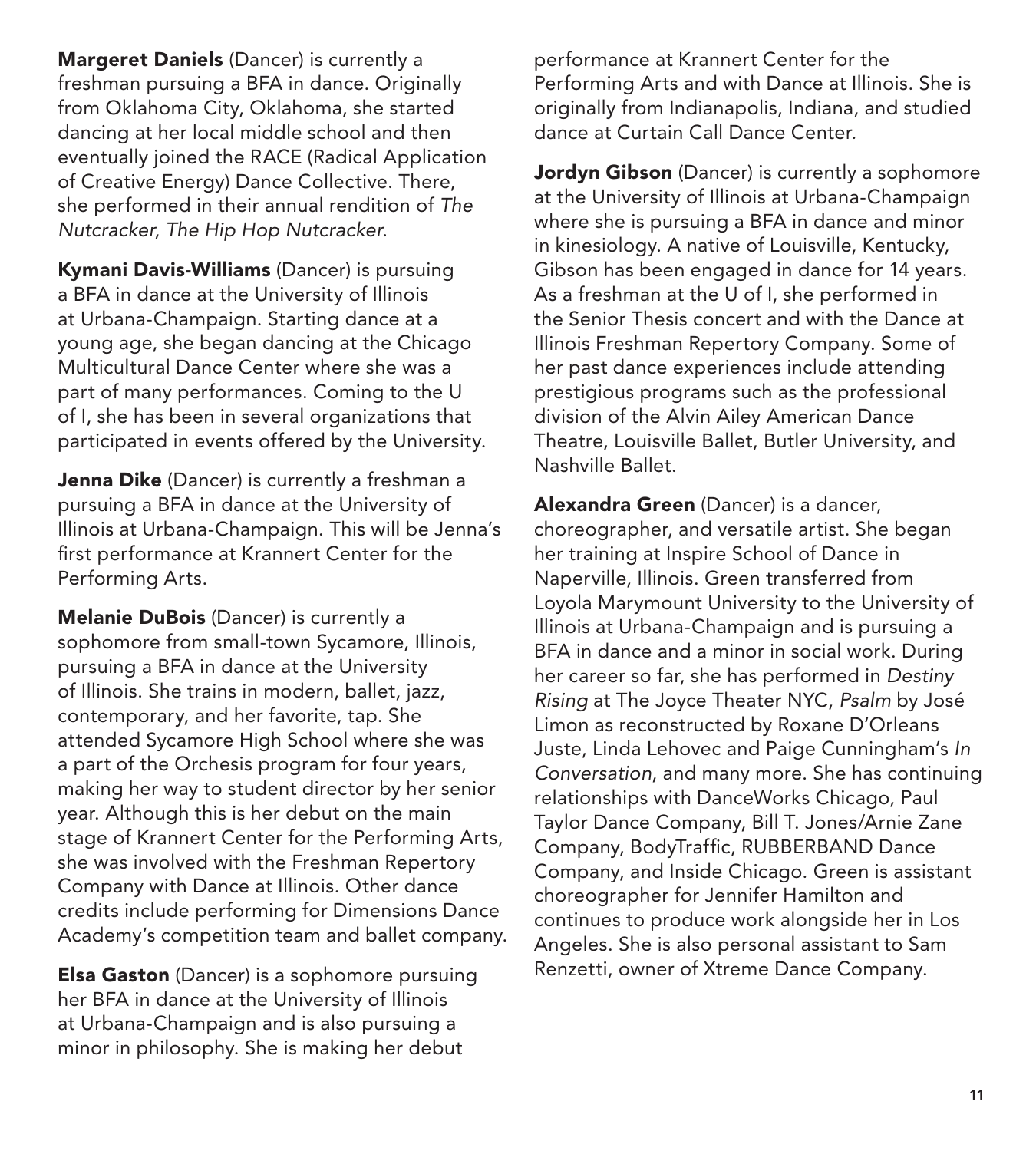**Margeret Daniels** (Dancer) is currently a freshman pursuing a BFA in dance. Originally from Oklahoma City, Oklahoma, she started dancing at her local middle school and then eventually joined the RACE (Radical Application of Creative Energy) Dance Collective. There, she performed in their annual rendition of *The Nutcracker*, *The Hip Hop Nutcracker.*

**Kymani Davis-Williams** (Dancer) is pursuing a BFA in dance at the University of Illinois at Urbana-Champaign. Starting dance at a young age, she began dancing at the Chicago Multicultural Dance Center where she was a part of many performances. Coming to the U of I, she has been in several organizations that participated in events offered by the University.

**Jenna Dike** (Dancer) is currently a freshman a pursuing a BFA in dance at the University of Illinois at Urbana-Champaign. This will be Jenna's first performance at Krannert Center for the Performing Arts.

**Melanie DuBois** (Dancer) is currently a sophomore from small-town Sycamore, Illinois, pursuing a BFA in dance at the University of Illinois. She trains in modern, ballet, jazz, contemporary, and her favorite, tap. She attended Sycamore High School where she was a part of the Orchesis program for four years, making her way to student director by her senior year. Although this is her debut on the main stage of Krannert Center for the Performing Arts, she was involved with the Freshman Repertory Company with Dance at Illinois. Other dance credits include performing for Dimensions Dance Academy's competition team and ballet company.

**Elsa Gaston** (Dancer) is a sophomore pursuing her BFA in dance at the University of Illinois at Urbana-Champaign and is also pursuing a minor in philosophy. She is making her debut performance at Krannert Center for the Performing Arts and with Dance at Illinois. She is originally from Indianapolis, Indiana, and studied dance at Curtain Call Dance Center.

**Jordyn Gibson** (Dancer) is currently a sophomore at the University of Illinois at Urbana-Champaign where she is pursuing a BFA in dance and minor in kinesiology. A native of Louisville, Kentucky, Gibson has been engaged in dance for 14 years. As a freshman at the U of I, she performed in the Senior Thesis concert and with the Dance at Illinois Freshman Repertory Company. Some of her past dance experiences include attending prestigious programs such as the professional division of the Alvin Ailey American Dance Theatre, Louisville Ballet, Butler University, and Nashville Ballet.

**Alexandra Green** (Dancer) is a dancer, choreographer, and versatile artist. She began her training at Inspire School of Dance in Naperville, Illinois. Green transferred from Loyola Marymount University to the University of Illinois at Urbana-Champaign and is pursuing a BFA in dance and a minor in social work. During her career so far, she has performed in *Destiny Rising* at The Joyce Theater NYC, *Psalm* by José Limon as reconstructed by Roxane D'Orleans Juste, Linda Lehovec and Paige Cunningham's *In Conversation*, and many more. She has continuing relationships with DanceWorks Chicago, Paul Taylor Dance Company, Bill T. Jones/Arnie Zane Company, BodyTraffic, RUBBERBAND Dance Company, and Inside Chicago. Green is assistant choreographer for Jennifer Hamilton and continues to produce work alongside her in Los Angeles. She is also personal assistant to Sam Renzetti, owner of Xtreme Dance Company.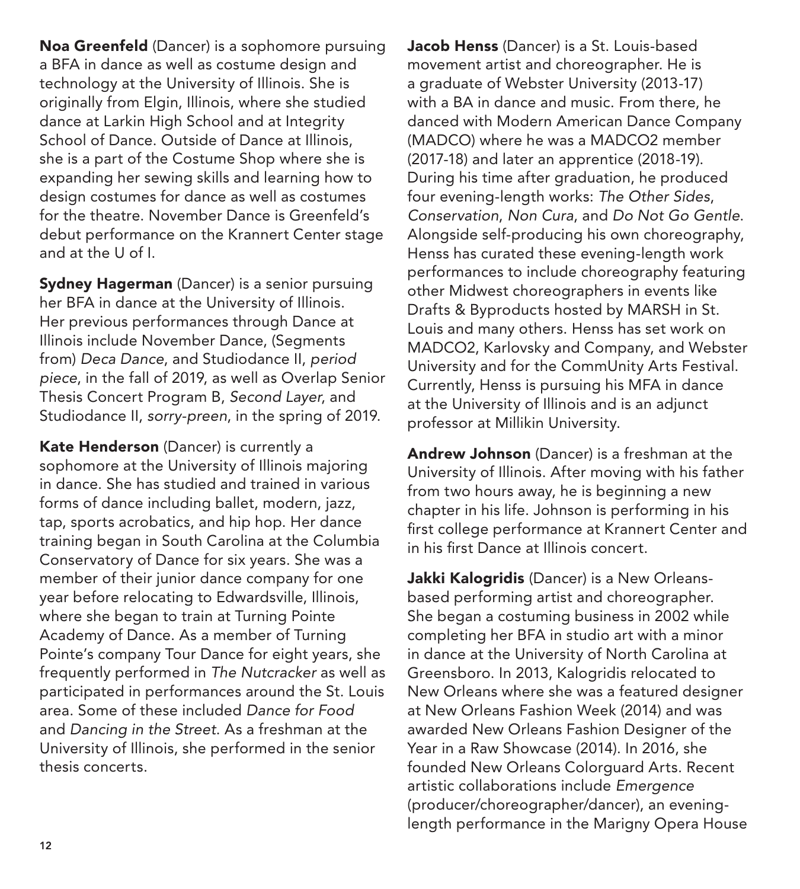**Noa Greenfeld** (Dancer) is a sophomore pursuing a BFA in dance as well as costume design and technology at the University of Illinois. She is originally from Elgin, Illinois, where she studied dance at Larkin High School and at Integrity School of Dance. Outside of Dance at Illinois, she is a part of the Costume Shop where she is expanding her sewing skills and learning how to design costumes for dance as well as costumes for the theatre. November Dance is Greenfeld's debut performance on the Krannert Center stage and at the U of I.

**Sydney Hagerman** (Dancer) is a senior pursuing her BFA in dance at the University of Illinois. Her previous performances through Dance at Illinois include November Dance, (Segments from) *Deca Dance*, and Studiodance II, *period piece*, in the fall of 2019, as well as Overlap Senior Thesis Concert Program B, *Second Layer*, and Studiodance II, *sorry-preen*, in the spring of 2019.

**Kate Henderson** (Dancer) is currently a sophomore at the University of Illinois majoring in dance. She has studied and trained in various forms of dance including ballet, modern, jazz, tap, sports acrobatics, and hip hop. Her dance training began in South Carolina at the Columbia Conservatory of Dance for six years. She was a member of their junior dance company for one year before relocating to Edwardsville, Illinois, where she began to train at Turning Pointe Academy of Dance. As a member of Turning Pointe's company Tour Dance for eight years, she frequently performed in *The Nutcracker* as well as participated in performances around the St. Louis area. Some of these included *Dance for Food* and *Dancing in the Street*. As a freshman at the University of Illinois, she performed in the senior thesis concerts.

**Jacob Henss** (Dancer) is a St. Louis-based movement artist and choreographer. He is a graduate of Webster University (2013-17) with a BA in dance and music. From there, he danced with Modern American Dance Company (MADCO) where he was a MADCO2 member (2017-18) and later an apprentice (2018-19). During his time after graduation, he produced four evening-length works: *The Other Sides*, *Conservation*, *Non Cura*, and *Do Not Go Gentle*. Alongside self-producing his own choreography, Henss has curated these evening-length work performances to include choreography featuring other Midwest choreographers in events like Drafts & Byproducts hosted by MARSH in St. Louis and many others. Henss has set work on MADCO2, Karlovsky and Company, and Webster University and for the CommUnity Arts Festival. Currently, Henss is pursuing his MFA in dance at the University of Illinois and is an adjunct professor at Millikin University.

**Andrew Johnson** (Dancer) is a freshman at the University of Illinois. After moving with his father from two hours away, he is beginning a new chapter in his life. Johnson is performing in his first college performance at Krannert Center and in his first Dance at Illinois concert.

**Jakki Kalogridis** (Dancer) is a New Orleans-based performing artist and choreographer. She began a costuming business in 2002 while completing her BFA in studio art with a minor in dance at the University of North Carolina at Greensboro. In 2013, Kalogridis relocated to New Orleans where she was a featured designer at New Orleans Fashion Week (2014) and was awarded New Orleans Fashion Designer of the Year in a Raw Showcase (2014). In 2016, she founded New Orleans Colorguard Arts. Recent artistic collaborations include *Emergence* (producer/choreographer/dancer), an evening-length performance in the Marigny Opera House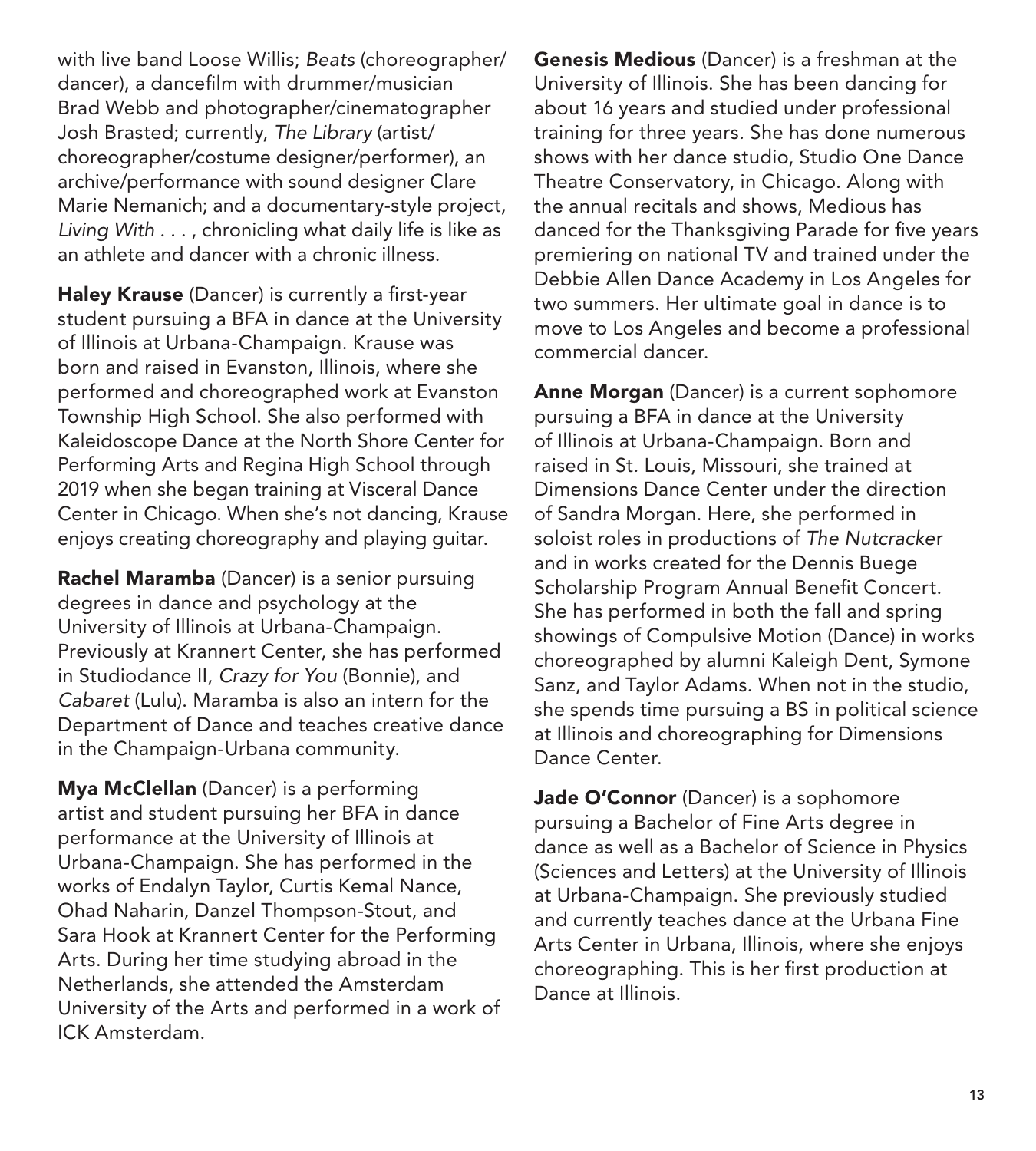with live band Loose Willis; *Beats* (choreographer/dancer), a dancefilm with drummer/musician Brad Webb and photographer/cinematographer Josh Brasted; currently, *The Library* (artist/choreographer/costume designer/performer), an archive/performance with sound designer Clare Marie Nemanich; and a documentary-style project, *Living With . . .* , chronicling what daily life is like as an athlete and dancer with a chronic illness.

**Haley Krause** (Dancer) is currently a first-year student pursuing a BFA in dance at the University of Illinois at Urbana-Champaign. Krause was born and raised in Evanston, Illinois, where she performed and choreographed work at Evanston Township High School. She also performed with Kaleidoscope Dance at the North Shore Center for Performing Arts and Regina High School through 2019 when she began training at Visceral Dance Center in Chicago. When she's not dancing, Krause enjoys creating choreography and playing guitar.

**Rachel Maramba** (Dancer) is a senior pursuing degrees in dance and psychology at the University of Illinois at Urbana-Champaign. Previously at Krannert Center, she has performed in Studiodance II, *Crazy for You* (Bonnie), and *Cabaret* (Lulu). Maramba is also an intern for the Department of Dance and teaches creative dance in the Champaign-Urbana community.

**Mya McClellan** (Dancer) is a performing artist and student pursuing her BFA in dance performance at the University of Illinois at Urbana-Champaign. She has performed in the works of Endalyn Taylor, Curtis Kemal Nance, Ohad Naharin, Danzel Thompson-Stout, and Sara Hook at Krannert Center for the Performing Arts. During her time studying abroad in the Netherlands, she attended the Amsterdam University of the Arts and performed in a work of ICK Amsterdam.

**Genesis Medious** (Dancer) is a freshman at the University of Illinois. She has been dancing for about 16 years and studied under professional training for three years. She has done numerous shows with her dance studio, Studio One Dance Theatre Conservatory, in Chicago. Along with the annual recitals and shows, Medious has danced for the Thanksgiving Parade for five years premiering on national TV and trained under the Debbie Allen Dance Academy in Los Angeles for two summers. Her ultimate goal in dance is to move to Los Angeles and become a professional commercial dancer.

**Anne Morgan** (Dancer) is a current sophomore pursuing a BFA in dance at the University of Illinois at Urbana-Champaign. Born and raised in St. Louis, Missouri, she trained at Dimensions Dance Center under the direction of Sandra Morgan. Here, she performed in soloist roles in productions of *The Nutcracker* and in works created for the Dennis Buege Scholarship Program Annual Benefit Concert. She has performed in both the fall and spring showings of Compulsive Motion (Dance) in works choreographed by alumni Kaleigh Dent, Symone Sanz, and Taylor Adams. When not in the studio, she spends time pursuing a BS in political science at Illinois and choreographing for Dimensions Dance Center.

**Jade O'Connor** (Dancer) is a sophomore pursuing a Bachelor of Fine Arts degree in dance as well as a Bachelor of Science in Physics (Sciences and Letters) at the University of Illinois at Urbana-Champaign. She previously studied and currently teaches dance at the Urbana Fine Arts Center in Urbana, Illinois, where she enjoys choreographing. This is her first production at Dance at Illinois.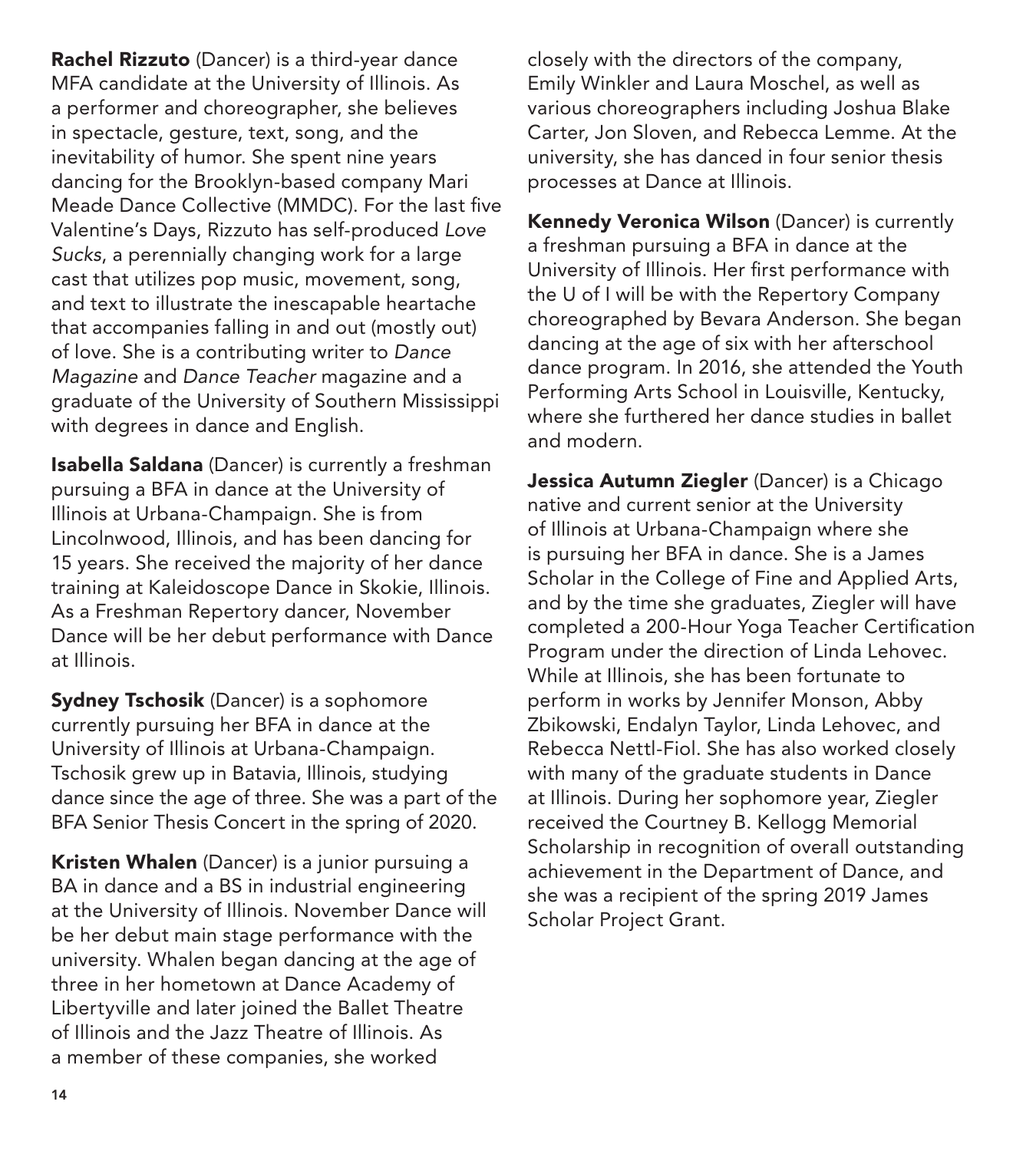**Rachel Rizzuto** (Dancer) is a third-year dance MFA candidate at the University of Illinois. As a performer and choreographer, she believes in spectacle, gesture, text, song, and the inevitability of humor. She spent nine years dancing for the Brooklyn-based company Mari Meade Dance Collective (MMDC). For the last five Valentine's Days, Rizzuto has self-produced *Love Sucks*, a perennially changing work for a large cast that utilizes pop music, movement, song, and text to illustrate the inescapable heartache that accompanies falling in and out (mostly out) of love. She is a contributing writer to *Dance Magazine* and *Dance Teacher* magazine and a graduate of the University of Southern Mississippi with degrees in dance and English.

**Isabella Saldana** (Dancer) is currently a freshman pursuing a BFA in dance at the University of Illinois at Urbana-Champaign. She is from Lincolnwood, Illinois, and has been dancing for 15 years. She received the majority of her dance training at Kaleidoscope Dance in Skokie, Illinois. As a Freshman Repertory dancer, November Dance will be her debut performance with Dance at Illinois.

**Sydney Tschosik** (Dancer) is a sophomore currently pursuing her BFA in dance at the University of Illinois at Urbana-Champaign. Tschosik grew up in Batavia, Illinois, studying dance since the age of three. She was a part of the BFA Senior Thesis Concert in the spring of 2020.

**Kristen Whalen** (Dancer) is a junior pursuing a BA in dance and a BS in industrial engineering at the University of Illinois. November Dance will be her debut main stage performance with the university. Whalen began dancing at the age of three in her hometown at Dance Academy of Libertyville and later joined the Ballet Theatre of Illinois and the Jazz Theatre of Illinois. As a member of these companies, she worked closely with the directors of the company, Emily Winkler and Laura Moschel, as well as various choreographers including Joshua Blake Carter, Jon Sloven, and Rebecca Lemme. At the university, she has danced in four senior thesis processes at Dance at Illinois.

**Kennedy Veronica Wilson** (Dancer) is currently a freshman pursuing a BFA in dance at the University of Illinois. Her first performance with the U of I will be with the Repertory Company choreographed by Bevara Anderson. She began dancing at the age of six with her afterschool dance program. In 2016, she attended the Youth Performing Arts School in Louisville, Kentucky, where she furthered her dance studies in ballet and modern.

**Jessica Autumn Ziegler** (Dancer) is a Chicago native and current senior at the University of Illinois at Urbana-Champaign where she is pursuing her BFA in dance. She is a James Scholar in the College of Fine and Applied Arts, and by the time she graduates, Ziegler will have completed a 200-Hour Yoga Teacher Certification Program under the direction of Linda Lehovec. While at Illinois, she has been fortunate to perform in works by Jennifer Monson, Abby Zbikowski, Endalyn Taylor, Linda Lehovec, and Rebecca Nettl-Fiol. She has also worked closely with many of the graduate students in Dance at Illinois. During her sophomore year, Ziegler received the Courtney B. Kellogg Memorial Scholarship in recognition of overall outstanding achievement in the Department of Dance, and she was a recipient of the spring 2019 James Scholar Project Grant.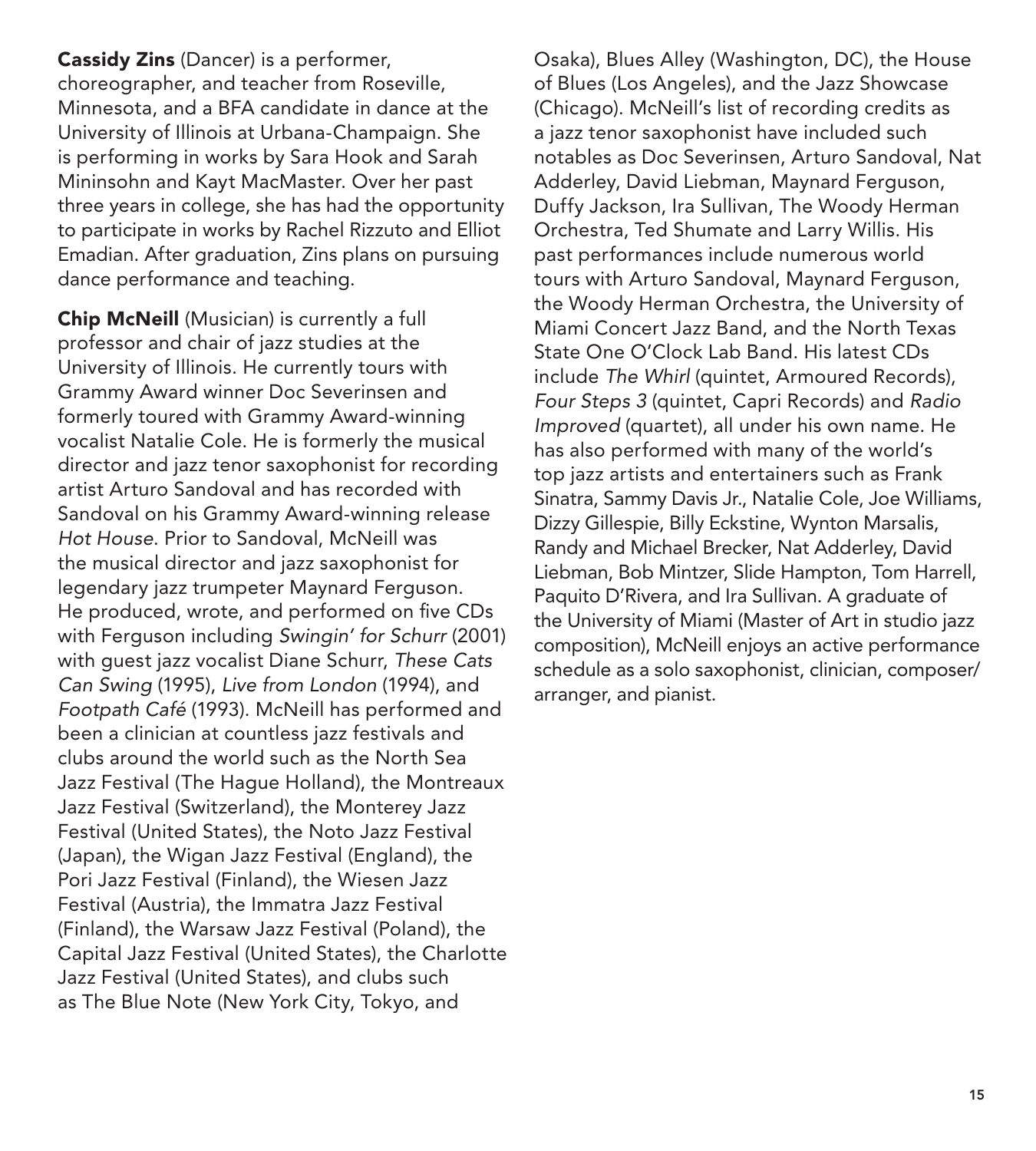**Cassidy Zins** (Dancer) is a performer, choreographer, and teacher from Roseville, Minnesota, and a BFA candidate in dance at the University of Illinois at Urbana-Champaign. She is performing in works by Sara Hook and Sarah Mininsohn and Kayt MacMaster. Over her past three years in college, she has had the opportunity to participate in works by Rachel Rizzuto and Elliot Emadian. After graduation, Zins plans on pursuing dance performance and teaching.

**Chip McNeill** (Musician) is currently a full professor and chair of jazz studies at the University of Illinois. He currently tours with Grammy Award winner Doc Severinsen and formerly toured with Grammy Award-winning vocalist Natalie Cole. He is formerly the musical director and jazz tenor saxophonist for recording artist Arturo Sandoval and has recorded with Sandoval on his Grammy Award-winning release *Hot House*. Prior to Sandoval, McNeill was the musical director and jazz saxophonist for legendary jazz trumpeter Maynard Ferguson. He produced, wrote, and performed on five CDs with Ferguson including *Swingin' for Schurr* (2001) with guest jazz vocalist Diane Schurr, *These Cats Can Swing* (1995), *Live from London* (1994), and *Footpath Café* (1993). McNeill has performed and been a clinician at countless jazz festivals and clubs around the world such as the North Sea Jazz Festival (The Hague Holland), the Montreaux Jazz Festival (Switzerland), the Monterey Jazz Festival (United States), the Noto Jazz Festival (Japan), the Wigan Jazz Festival (England), the Pori Jazz Festival (Finland), the Wiesen Jazz Festival (Austria), the Immatra Jazz Festival (Finland), the Warsaw Jazz Festival (Poland), the Capital Jazz Festival (United States), the Charlotte Jazz Festival (United States), and clubs such as The Blue Note (New York City, Tokyo, and Osaka), Blues Alley (Washington, DC), the House of Blues (Los Angeles), and the Jazz Showcase (Chicago). McNeill's list of recording credits as a jazz tenor saxophonist have included such notables as Doc Severinsen, Arturo Sandoval, Nat Adderley, David Liebman, Maynard Ferguson, Duffy Jackson, Ira Sullivan, The Woody Herman Orchestra, Ted Shumate and Larry Willis. His past performances include numerous world tours with Arturo Sandoval, Maynard Ferguson, the Woody Herman Orchestra, the University of Miami Concert Jazz Band, and the North Texas State One O'Clock Lab Band. His latest CDs include *The Whirl* (quintet, Armoured Records), *Four Steps 3* (quintet, Capri Records) and *Radio Improved* (quartet), all under his own name. He has also performed with many of the world's top jazz artists and entertainers such as Frank Sinatra, Sammy Davis Jr., Natalie Cole, Joe Williams, Dizzy Gillespie, Billy Eckstine, Wynton Marsalis, Randy and Michael Brecker, Nat Adderley, David Liebman, Bob Mintzer, Slide Hampton, Tom Harrell, Paquito D'Rivera, and Ira Sullivan. A graduate of the University of Miami (Master of Art in studio jazz composition), McNeill enjoys an active performance schedule as a solo saxophonist, clinician, composer/arranger, and pianist.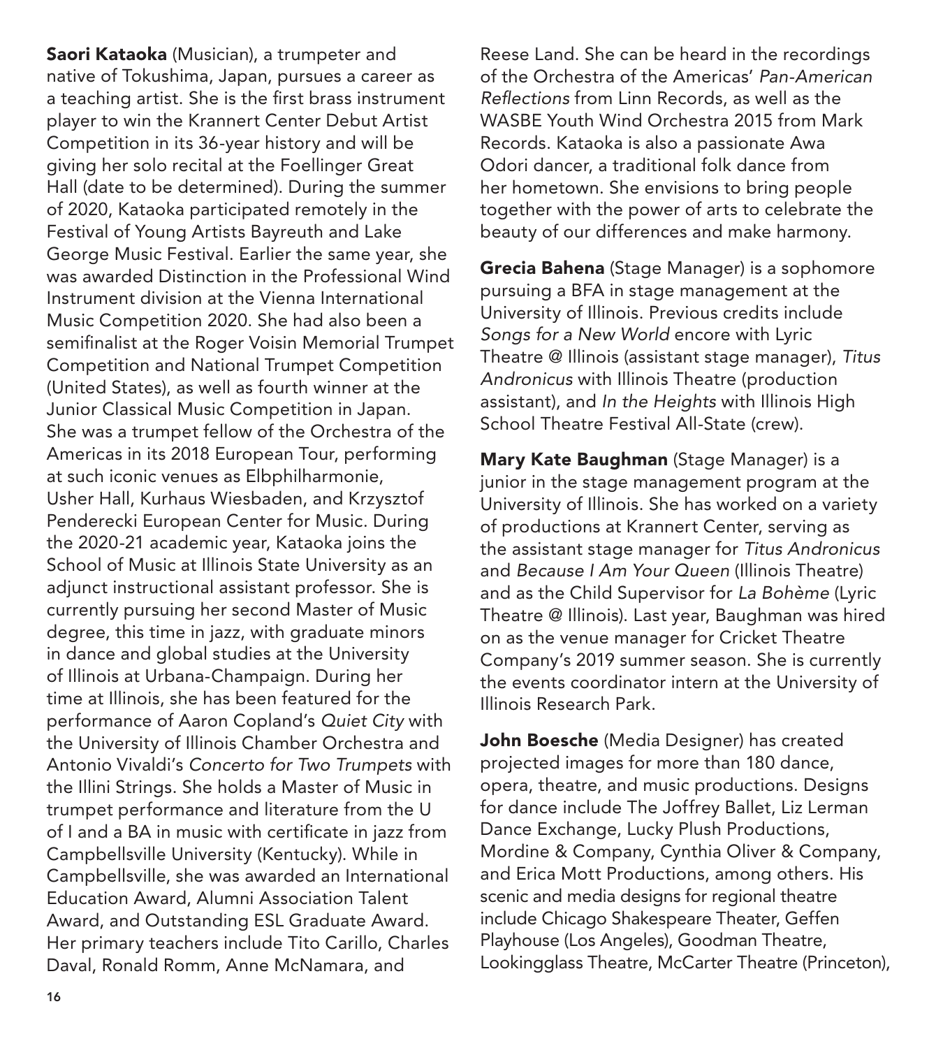**Saori Kataoka** (Musician), a trumpeter and native of Tokushima, Japan, pursues a career as a teaching artist. She is the first brass instrument player to win the Krannert Center Debut Artist Competition in its 36-year history and will be giving her solo recital at the Foellinger Great Hall (date to be determined). During the summer of 2020, Kataoka participated remotely in the Festival of Young Artists Bayreuth and Lake George Music Festival. Earlier the same year, she was awarded Distinction in the Professional Wind Instrument division at the Vienna International Music Competition 2020. She had also been a semifinalist at the Roger Voisin Memorial Trumpet Competition and National Trumpet Competition (United States), as well as fourth winner at the Junior Classical Music Competition in Japan. She was a trumpet fellow of the Orchestra of the Americas in its 2018 European Tour, performing at such iconic venues as Elbphilharmonie, Usher Hall, Kurhaus Wiesbaden, and Krzysztof Penderecki European Center for Music. During the 2020-21 academic year, Kataoka joins the School of Music at Illinois State University as an adjunct instructional assistant professor. She is currently pursuing her second Master of Music degree, this time in jazz, with graduate minors in dance and global studies at the University of Illinois at Urbana-Champaign. During her time at Illinois, she has been featured for the performance of Aaron Copland's *Quiet City* with the University of Illinois Chamber Orchestra and Antonio Vivaldi's *Concerto for Two Trumpets* with the Illini Strings. She holds a Master of Music in trumpet performance and literature from the U of I and a BA in music with certificate in jazz from Campbellsville University (Kentucky). While in Campbellsville, she was awarded an International Education Award, Alumni Association Talent Award, and Outstanding ESL Graduate Award. Her primary teachers include Tito Carillo, Charles Daval, Ronald Romm, Anne McNamara, and Reese Land. She can be heard in the recordings of the Orchestra of the Americas' *Pan-American Reflections* from Linn Records, as well as the WASBE Youth Wind Orchestra 2015 from Mark Records. Kataoka is also a passionate Awa Odori dancer, a traditional folk dance from her hometown. She envisions to bring people together with the power of arts to celebrate the beauty of our differences and make harmony.

**Grecia Bahena** (Stage Manager) is a sophomore pursuing a BFA in stage management at the University of Illinois. Previous credits include *Songs for a New World* encore with Lyric Theatre @ Illinois (assistant stage manager), *Titus Andronicus* with Illinois Theatre (production assistant), and *In the Heights* with Illinois High School Theatre Festival All-State (crew).

**Mary Kate Baughman** (Stage Manager) is a junior in the stage management program at the University of Illinois. She has worked on a variety of productions at Krannert Center, serving as the assistant stage manager for *Titus Andronicus* and *Because I Am Your Queen* (Illinois Theatre) and as the Child Supervisor for *La Bohème* (Lyric Theatre @ Illinois). Last year, Baughman was hired on as the venue manager for Cricket Theatre Company's 2019 summer season. She is currently the events coordinator intern at the University of Illinois Research Park.

**John Boesche** (Media Designer) has created projected images for more than 180 dance, opera, theatre, and music productions. Designs for dance include The Joffrey Ballet, Liz Lerman Dance Exchange, Lucky Plush Productions, Mordine & Company, Cynthia Oliver & Company, and Erica Mott Productions, among others. His scenic and media designs for regional theatre include Chicago Shakespeare Theater, Geffen Playhouse (Los Angeles), Goodman Theatre, Lookingglass Theatre, McCarter Theatre (Princeton),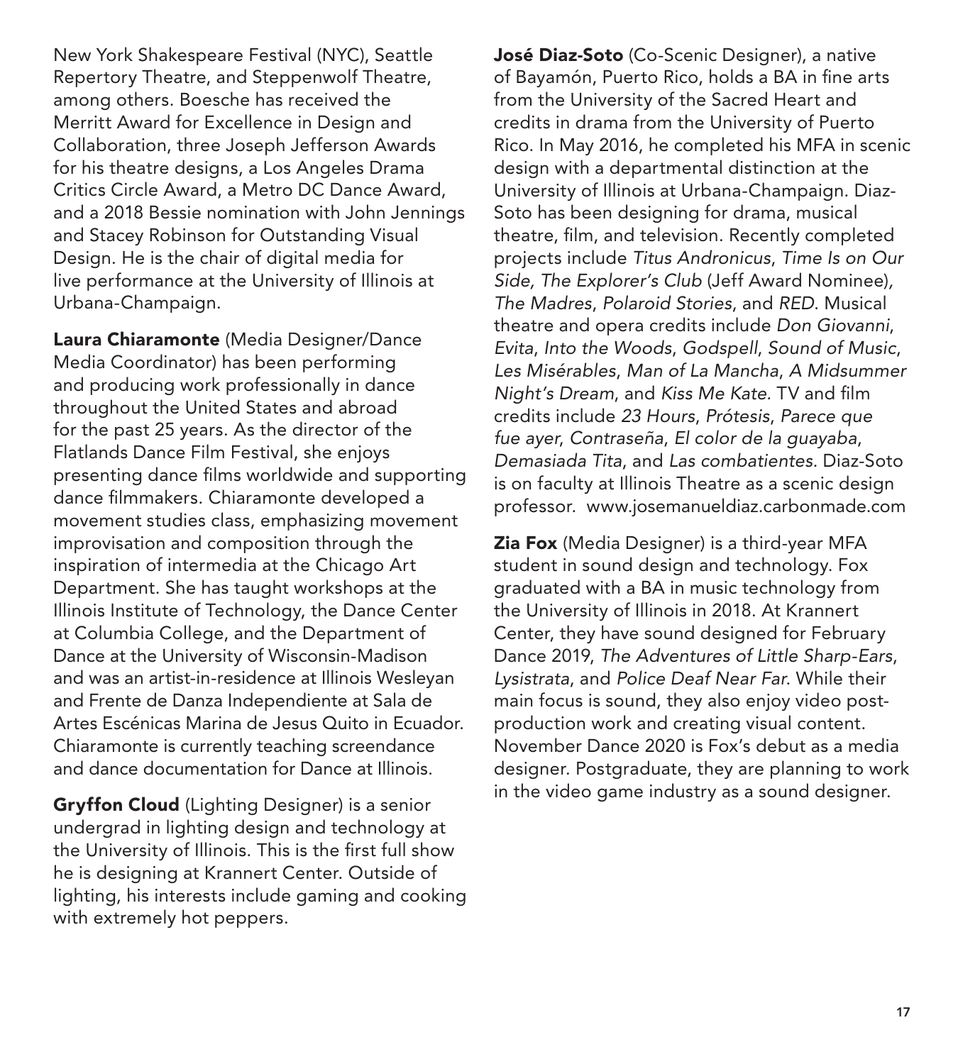New York Shakespeare Festival (NYC), Seattle Repertory Theatre, and Steppenwolf Theatre, among others. Boesche has received the Merritt Award for Excellence in Design and Collaboration, three Joseph Jefferson Awards for his theatre designs, a Los Angeles Drama Critics Circle Award, a Metro DC Dance Award, and a 2018 Bessie nomination with John Jennings and Stacey Robinson for Outstanding Visual Design. He is the chair of digital media for live performance at the University of Illinois at Urbana-Champaign.

**Laura Chiaramonte** (Media Designer/Dance Media Coordinator) has been performing and producing work professionally in dance throughout the United States and abroad for the past 25 years. As the director of the Flatlands Dance Film Festival, she enjoys presenting dance films worldwide and supporting dance filmmakers. Chiaramonte developed a movement studies class, emphasizing movement improvisation and composition through the inspiration of intermedia at the Chicago Art Department. She has taught workshops at the Illinois Institute of Technology, the Dance Center at Columbia College, and the Department of Dance at the University of Wisconsin-Madison and was an artist-in-residence at Illinois Wesleyan and Frente de Danza Independiente at Sala de Artes Escénicas Marina de Jesus Quito in Ecuador. Chiaramonte is currently teaching screendance and dance documentation for Dance at Illinois.

**Gryffon Cloud** (Lighting Designer) is a senior undergrad in lighting design and technology at the University of Illinois. This is the first full show he is designing at Krannert Center. Outside of lighting, his interests include gaming and cooking with extremely hot peppers.

**José Diaz-Soto** (Co-Scenic Designer), a native of Bayamón, Puerto Rico, holds a BA in fine arts from the University of the Sacred Heart and credits in drama from the University of Puerto Rico. In May 2016, he completed his MFA in scenic design with a departmental distinction at the University of Illinois at Urbana-Champaign. Diaz-Soto has been designing for drama, musical theatre, film, and television. Recently completed projects include *Titus Andronicus*, *Time Is on Our Side, The Explorer's Club* (Jeff Award Nominee), *The Madres*, *Polaroid Stories*, and *RED*. Musical theatre and opera credits include *Don Giovanni*, *Evita*, *Into the Woods*, *Godspell*, *Sound of Music*, *Les Misérables*, *Man of La Mancha*, *A Midsummer Night's Dream*, and *Kiss Me Kate*. TV and film credits include *23 Hours*, *Prótesis*, *Parece que fue ayer*, *Contraseña*, *El color de la guayaba*, *Demasiada Tita*, and *Las combatientes.* Diaz-Soto is on faculty at Illinois Theatre as a scenic design professor. www.josemanueldiaz.carbonmade.com

**Zia Fox** (Media Designer) is a third-year MFA student in sound design and technology. Fox graduated with a BA in music technology from the University of Illinois in 2018. At Krannert Center, they have sound designed for February Dance 2019, *The Adventures of Little Sharp-Ears*, *Lysistrata*, and *Police Deaf Near Far*. While their main focus is sound, they also enjoy video post-production work and creating visual content. November Dance 2020 is Fox's debut as a media designer. Postgraduate, they are planning to work in the video game industry as a sound designer.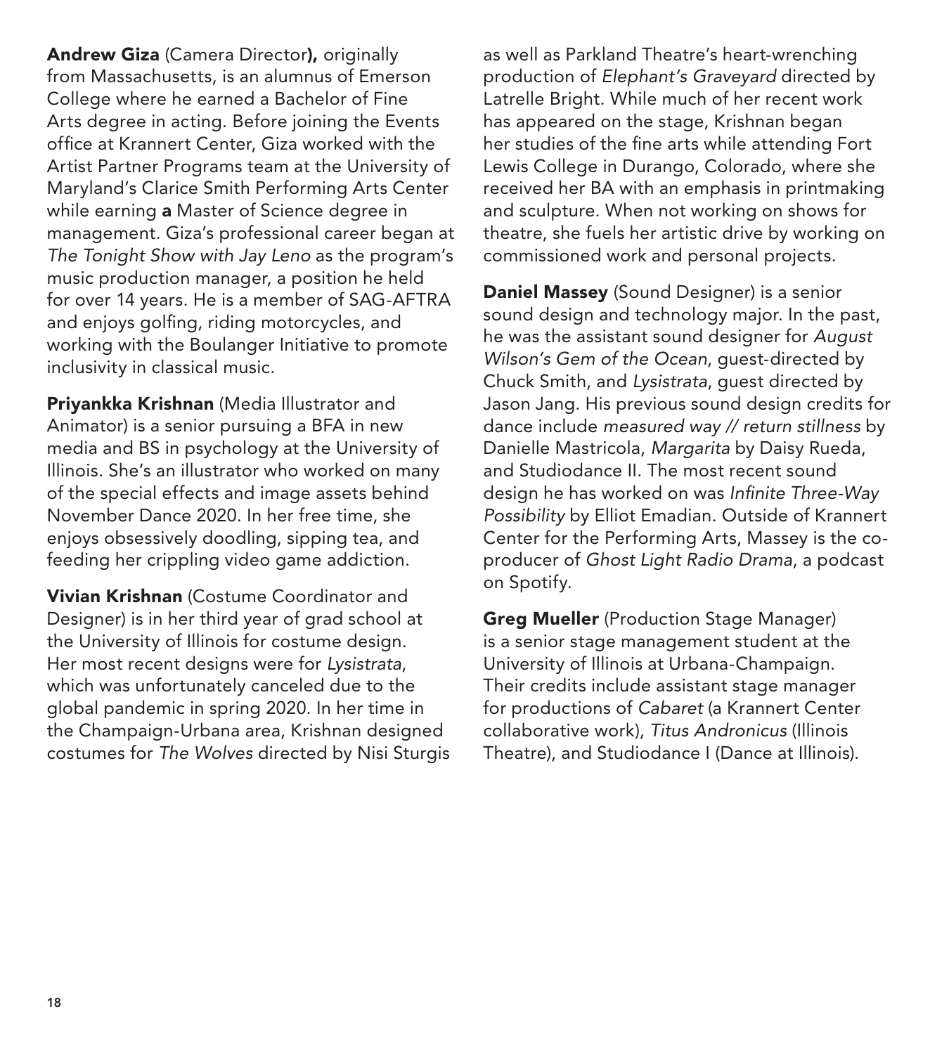**Andrew Giza** (Camera Director**),** originally from Massachusetts, is an alumnus of Emerson College where he earned a Bachelor of Fine Arts degree in acting. Before joining the Events office at Krannert Center, Giza worked with the Artist Partner Programs team at the University of Maryland's Clarice Smith Performing Arts Center while earning **a** Master of Science degree in management. Giza's professional career began at *The Tonight Show with Jay Leno* as the program's music production manager, a position he held for over 14 years. He is a member of SAG-AFTRA and enjoys golfing, riding motorcycles, and working with the Boulanger Initiative to promote inclusivity in classical music.

**Priyankka Krishnan** (Media Illustrator and Animator) is a senior pursuing a BFA in new media and BS in psychology at the University of Illinois. She's an illustrator who worked on many of the special effects and image assets behind November Dance 2020. In her free time, she enjoys obsessively doodling, sipping tea, and feeding her crippling video game addiction.

**Vivian Krishnan** (Costume Coordinator and Designer) is in her third year of grad school at the University of Illinois for costume design. Her most recent designs were for *Lysistrata*, which was unfortunately canceled due to the global pandemic in spring 2020. In her time in the Champaign-Urbana area, Krishnan designed costumes for *The Wolves* directed by Nisi Sturgis as well as Parkland Theatre's heart-wrenching production of *Elephant's Graveyard* directed by Latrelle Bright. While much of her recent work has appeared on the stage, Krishnan began her studies of the fine arts while attending Fort Lewis College in Durango, Colorado, where she received her BA with an emphasis in printmaking and sculpture. When not working on shows for theatre, she fuels her artistic drive by working on commissioned work and personal projects.

**Daniel Massey** (Sound Designer) is a senior sound design and technology major. In the past, he was the assistant sound designer for *August Wilson's Gem of the Ocean*, guest-directed by Chuck Smith, and *Lysistrata*, guest directed by Jason Jang. His previous sound design credits for dance include *measured way // return stillness* by Danielle Mastricola, *Margarita* by Daisy Rueda, and Studiodance II. The most recent sound design he has worked on was *Infinite Three-Way Possibility* by Elliot Emadian. Outside of Krannert Center for the Performing Arts, Massey is the co-producer of *Ghost Light Radio Drama*, a podcast on Spotify.

**Greg Mueller** (Production Stage Manager) is a senior stage management student at the University of Illinois at Urbana-Champaign. Their credits include assistant stage manager for productions of *Cabaret* (a Krannert Center collaborative work), *Titus Andronicus* (Illinois Theatre), and Studiodance I (Dance at Illinois).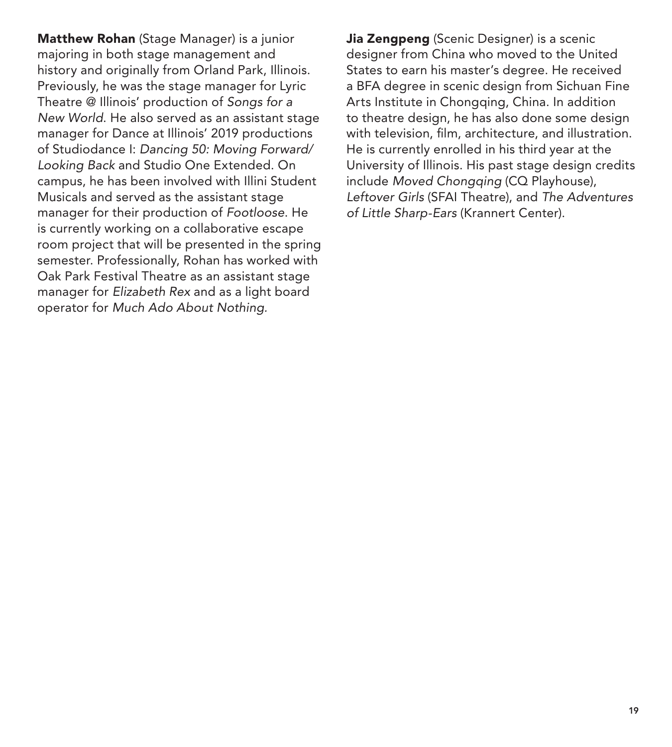**Matthew Rohan** (Stage Manager) is a junior majoring in both stage management and history and originally from Orland Park, Illinois. Previously, he was the stage manager for Lyric Theatre @ Illinois' production of *Songs for a New World*. He also served as an assistant stage manager for Dance at Illinois' 2019 productions of Studiodance I: *Dancing 50: Moving Forward/ Looking Back* and Studio One Extended. On campus, he has been involved with Illini Student Musicals and served as the assistant stage manager for their production of *Footloose*. He is currently working on a collaborative escape room project that will be presented in the spring semester. Professionally, Rohan has worked with Oak Park Festival Theatre as an assistant stage manager for *Elizabeth Rex* and as a light board operator for *Much Ado About Nothing.*

**Jia Zengpeng** (Scenic Designer) is a scenic designer from China who moved to the United States to earn his master's degree. He received a BFA degree in scenic design from Sichuan Fine Arts Institute in Chongqing, China. In addition to theatre design, he has also done some design with television, film, architecture, and illustration. He is currently enrolled in his third year at the University of Illinois. His past stage design credits include *Moved Chongqing* (CQ Playhouse), *Leftover Girls* (SFAI Theatre), and *The Adventures of Little Sharp-Ears* (Krannert Center).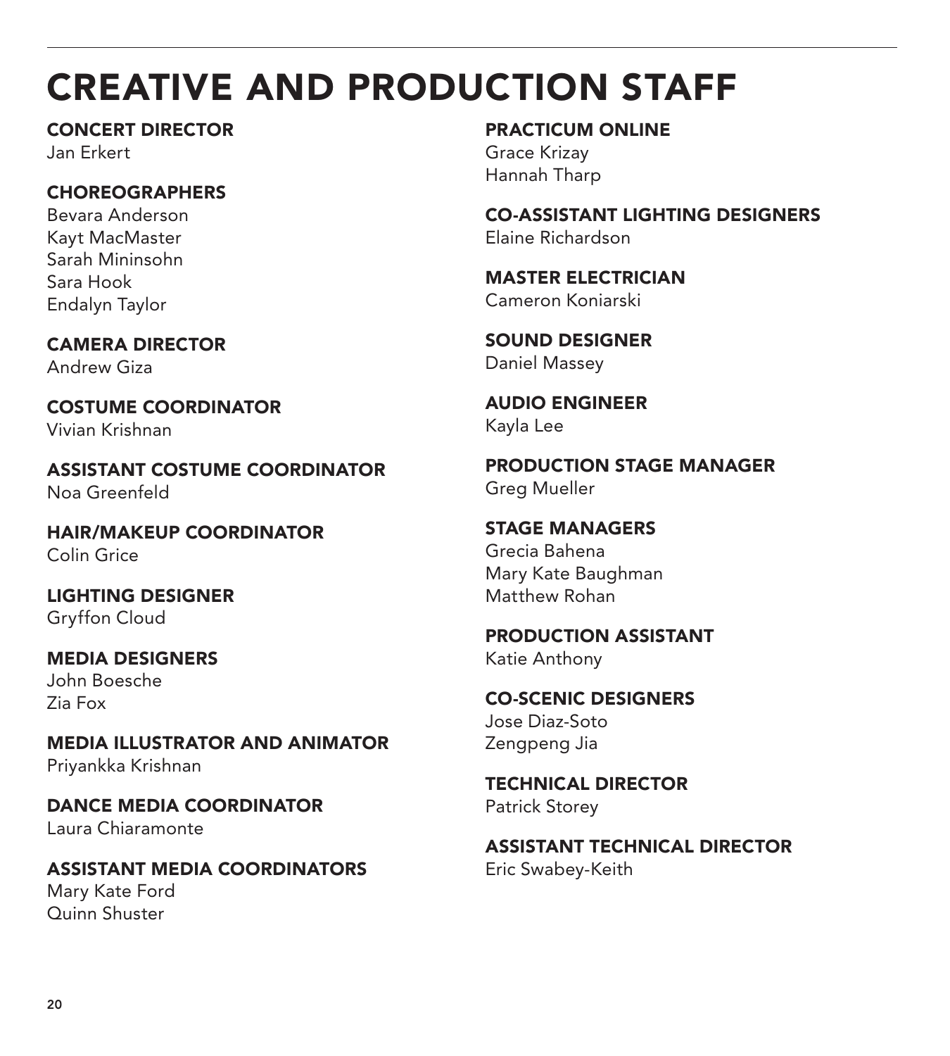# CREATIVE AND PRODUCTION STAFF

**CONCERT DIRECTOR**
Jan Erkert

**CHOREOGRAPHERS**
Bevara Anderson
Kayt MacMaster
Sarah Mininsohn
Sara Hook
Endalyn Taylor

**CAMERA DIRECTOR**
Andrew Giza

**COSTUME COORDINATOR**
Vivian Krishnan

**ASSISTANT COSTUME COORDINATOR**
Noa Greenfeld

**HAIR/MAKEUP COORDINATOR**
Colin Grice

**LIGHTING DESIGNER**
Gryffon Cloud

**MEDIA DESIGNERS**
John Boesche
Zia Fox

**MEDIA ILLUSTRATOR AND ANIMATOR**
Priyankka Krishnan

**DANCE MEDIA COORDINATOR**
Laura Chiaramonte

**ASSISTANT MEDIA COORDINATORS**
Mary Kate Ford
Quinn Shuster

**PRACTICUM ONLINE**
Grace Krizay
Hannah Tharp

**CO-ASSISTANT LIGHTING DESIGNERS**
Elaine Richardson

**MASTER ELECTRICIAN**
Cameron Koniarski

**SOUND DESIGNER**
Daniel Massey

**AUDIO ENGINEER**
Kayla Lee

**PRODUCTION STAGE MANAGER**
Greg Mueller

**STAGE MANAGERS**
Grecia Bahena
Mary Kate Baughman
Matthew Rohan

**PRODUCTION ASSISTANT**
Katie Anthony

**CO-SCENIC DESIGNERS**
Jose Diaz-Soto
Zengpeng Jia

**TECHNICAL DIRECTOR**
Patrick Storey

**ASSISTANT TECHNICAL DIRECTOR**
Eric Swabey-Keith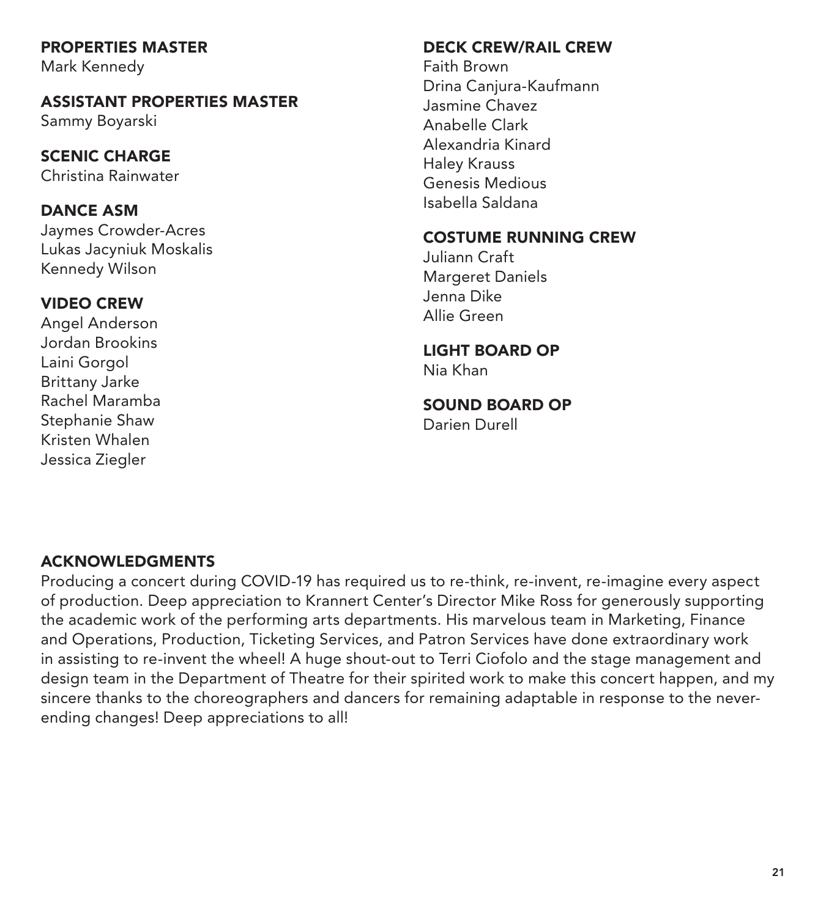## PROPERTIES MASTER
Mark Kennedy

## ASSISTANT PROPERTIES MASTER
Sammy Boyarski

## SCENIC CHARGE
Christina Rainwater

## DANCE ASM
Jaymes Crowder-Acres
Lukas Jacyniuk Moskalis
Kennedy Wilson

## VIDEO CREW
Angel Anderson
Jordan Brookins
Laini Gorgol
Brittany Jarke
Rachel Maramba
Stephanie Shaw
Kristen Whalen
Jessica Ziegler

## DECK CREW/RAIL CREW
Faith Brown
Drina Canjura-Kaufmann
Jasmine Chavez
Anabelle Clark
Alexandria Kinard
Haley Krauss
Genesis Medious
Isabella Saldana

## COSTUME RUNNING CREW
Juliann Craft
Margeret Daniels
Jenna Dike
Allie Green

## LIGHT BOARD OP
Nia Khan

## SOUND BOARD OP
Darien Durell

## ACKNOWLEDGMENTS
Producing a concert during COVID-19 has required us to re-think, re-invent, re-imagine every aspect of production. Deep appreciation to Krannert Center's Director Mike Ross for generously supporting the academic work of the performing arts departments. His marvelous team in Marketing, Finance and Operations, Production, Ticketing Services, and Patron Services have done extraordinary work in assisting to re-invent the wheel! A huge shout-out to Terri Ciofolo and the stage management and design team in the Department of Theatre for their spirited work to make this concert happen, and my sincere thanks to the choreographers and dancers for remaining adaptable in response to the never-ending changes! Deep appreciations to all!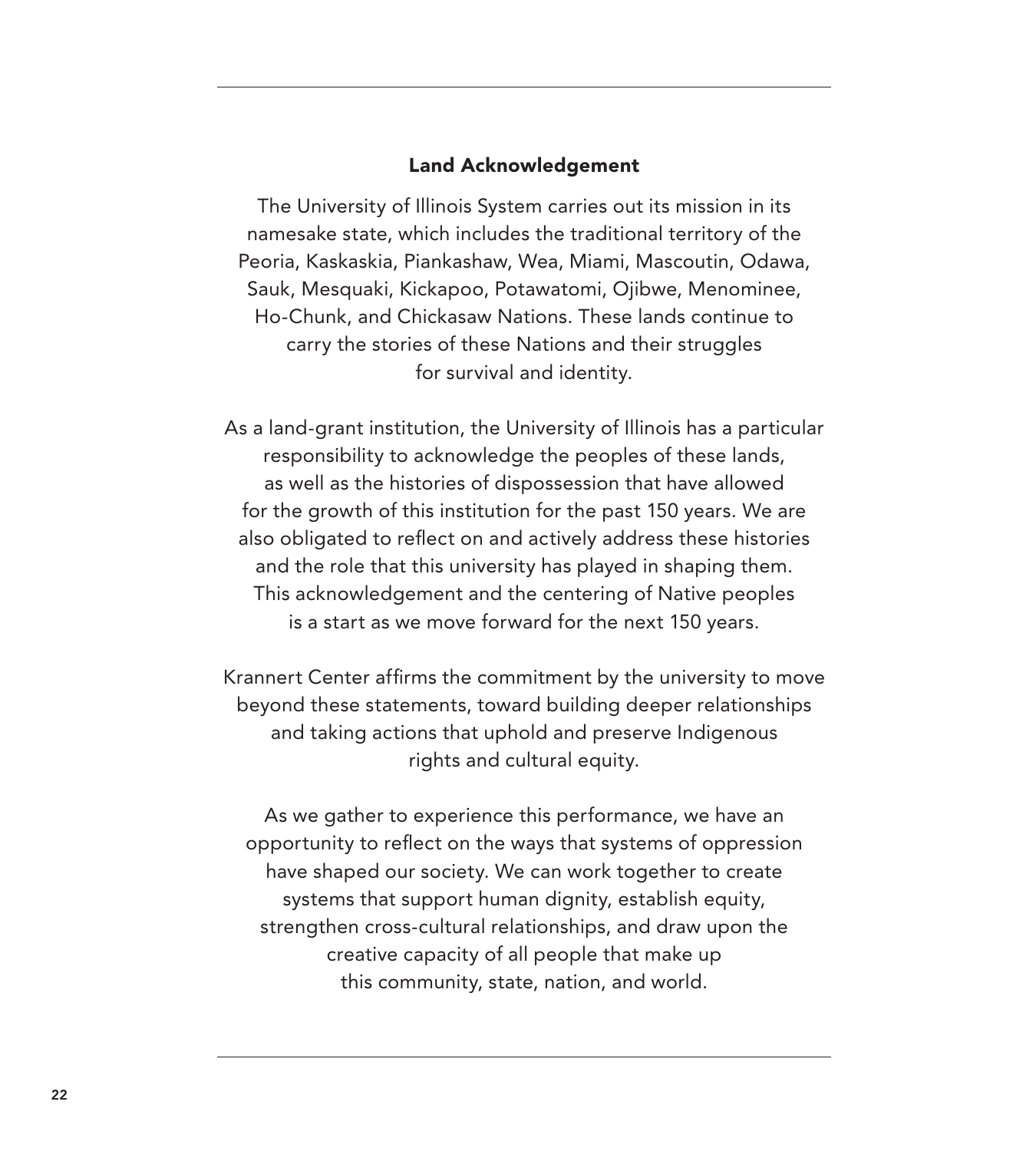## Land Acknowledgement

The University of Illinois System carries out its mission in its namesake state, which includes the traditional territory of the Peoria, Kaskaskia, Piankashaw, Wea, Miami, Mascoutin, Odawa, Sauk, Mesquaki, Kickapoo, Potawatomi, Ojibwe, Menominee, Ho-Chunk, and Chickasaw Nations. These lands continue to carry the stories of these Nations and their struggles for survival and identity.

As a land-grant institution, the University of Illinois has a particular responsibility to acknowledge the peoples of these lands, as well as the histories of dispossession that have allowed for the growth of this institution for the past 150 years. We are also obligated to reflect on and actively address these histories and the role that this university has played in shaping them. This acknowledgement and the centering of Native peoples is a start as we move forward for the next 150 years.

Krannert Center affirms the commitment by the university to move beyond these statements, toward building deeper relationships and taking actions that uphold and preserve Indigenous rights and cultural equity.

As we gather to experience this performance, we have an opportunity to reflect on the ways that systems of oppression have shaped our society. We can work together to create systems that support human dignity, establish equity, strengthen cross-cultural relationships, and draw upon the creative capacity of all people that make up this community, state, nation, and world.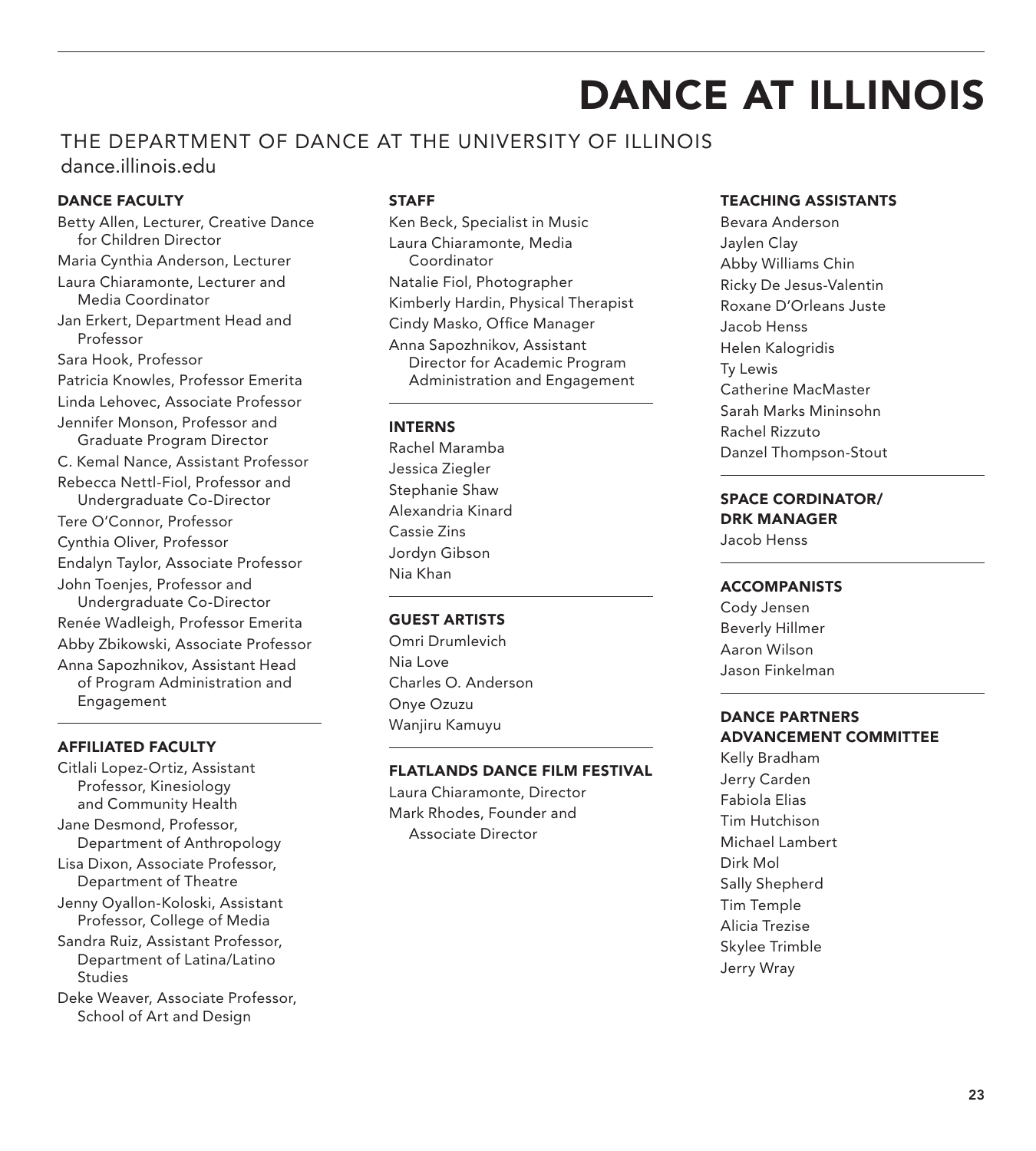# DANCE AT ILLINOIS

THE DEPARTMENT OF DANCE AT THE UNIVERSITY OF ILLINOIS
dance.illinois.edu

### DANCE FACULTY

Betty Allen, Lecturer, Creative Dance for Children Director
Maria Cynthia Anderson, Lecturer
Laura Chiaramonte, Lecturer and Media Coordinator
Jan Erkert, Department Head and Professor
Sara Hook, Professor
Patricia Knowles, Professor Emerita
Linda Lehovec, Associate Professor
Jennifer Monson, Professor and Graduate Program Director
C. Kemal Nance, Assistant Professor
Rebecca Nettl-Fiol, Professor and Undergraduate Co-Director
Tere O'Connor, Professor
Cynthia Oliver, Professor
Endalyn Taylor, Associate Professor
John Toenjes, Professor and Undergraduate Co-Director
Renée Wadleigh, Professor Emerita
Abby Zbikowski, Associate Professor
Anna Sapozhnikov, Assistant Head of Program Administration and Engagement

### AFFILIATED FACULTY

Citlali Lopez-Ortiz, Assistant Professor, Kinesiology and Community Health
Jane Desmond, Professor, Department of Anthropology
Lisa Dixon, Associate Professor, Department of Theatre
Jenny Oyallon-Koloski, Assistant Professor, College of Media
Sandra Ruiz, Assistant Professor, Department of Latina/Latino Studies
Deke Weaver, Associate Professor, School of Art and Design

### STAFF

Ken Beck, Specialist in Music
Laura Chiaramonte, Media Coordinator
Natalie Fiol, Photographer
Kimberly Hardin, Physical Therapist
Cindy Masko, Office Manager
Anna Sapozhnikov, Assistant Director for Academic Program Administration and Engagement

### INTERNS

Rachel Maramba
Jessica Ziegler
Stephanie Shaw
Alexandria Kinard
Cassie Zins
Jordyn Gibson
Nia Khan

### GUEST ARTISTS

Omri Drumlevich
Nia Love
Charles O. Anderson
Onye Ozuzu
Wanjiru Kamuyu

### FLATLANDS DANCE FILM FESTIVAL

Laura Chiaramonte, Director
Mark Rhodes, Founder and Associate Director

### TEACHING ASSISTANTS

Bevara Anderson
Jaylen Clay
Abby Williams Chin
Ricky De Jesus-Valentin
Roxane D'Orleans Juste
Jacob Henss
Helen Kalogridis
Ty Lewis
Catherine MacMaster
Sarah Marks Mininsohn
Rachel Rizzuto
Danzel Thompson-Stout

### SPACE CORDINATOR/ DRK MANAGER

Jacob Henss

### ACCOMPANISTS

Cody Jensen
Beverly Hillmer
Aaron Wilson
Jason Finkelman

### DANCE PARTNERS ADVANCEMENT COMMITTEE

Kelly Bradham
Jerry Carden
Fabiola Elias
Tim Hutchison
Michael Lambert
Dirk Mol
Sally Shepherd
Tim Temple
Alicia Trezise
Skylee Trimble
Jerry Wray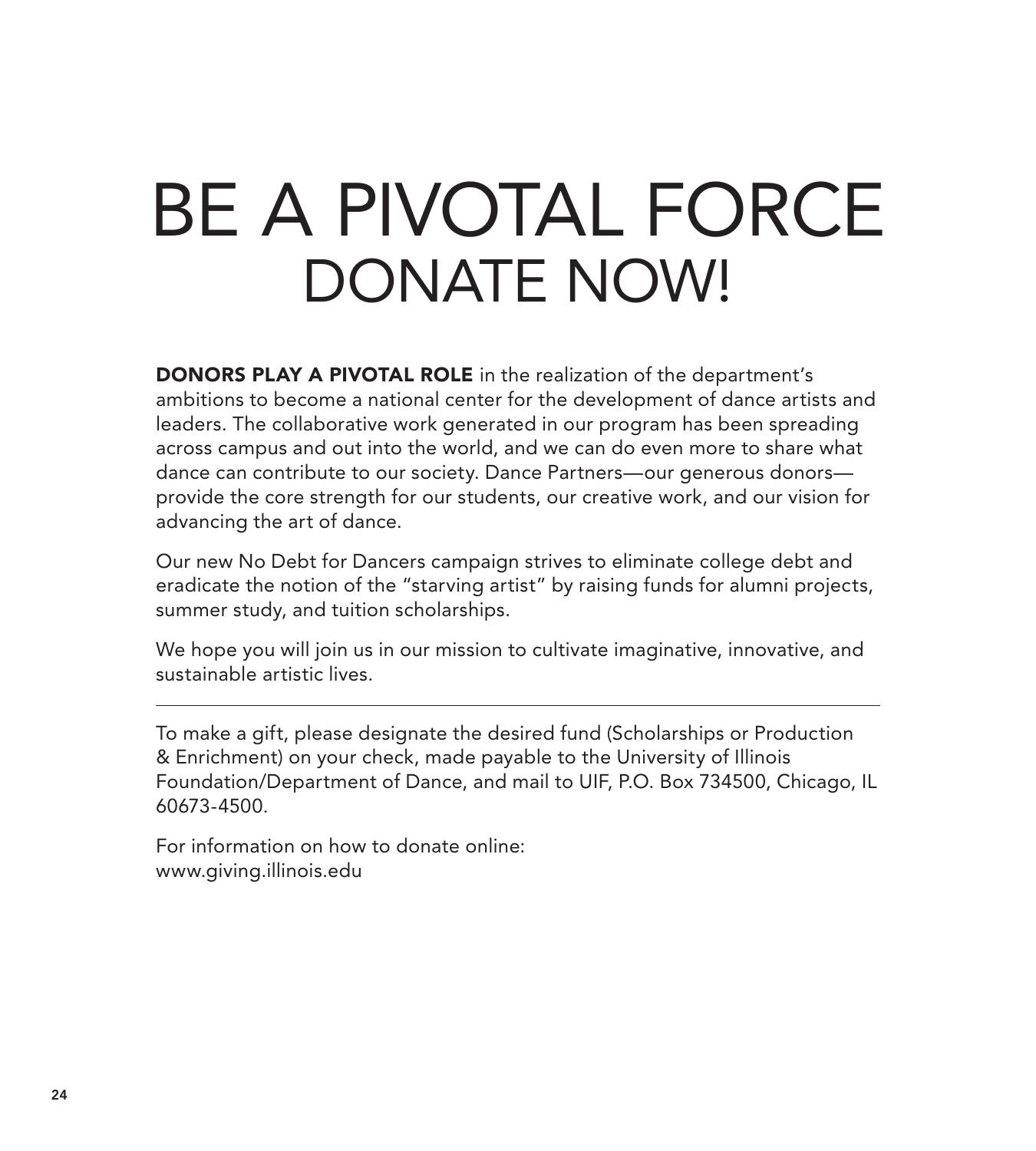# BE A PIVOTAL FORCE
## DONATE NOW!

**DONORS PLAY A PIVOTAL ROLE** in the realization of the department's ambitions to become a national center for the development of dance artists and leaders. The collaborative work generated in our program has been spreading across campus and out into the world, and we can do even more to share what dance can contribute to our society. Dance Partners—our generous donors—provide the core strength for our students, our creative work, and our vision for advancing the art of dance.

Our new No Debt for Dancers campaign strives to eliminate college debt and eradicate the notion of the "starving artist" by raising funds for alumni projects, summer study, and tuition scholarships.

We hope you will join us in our mission to cultivate imaginative, innovative, and sustainable artistic lives.

---

To make a gift, please designate the desired fund (Scholarships or Production & Enrichment) on your check, made payable to the University of Illinois Foundation/Department of Dance, and mail to UIF, P.O. Box 734500, Chicago, IL 60673-4500.

For information on how to donate online:
www.giving.illinois.edu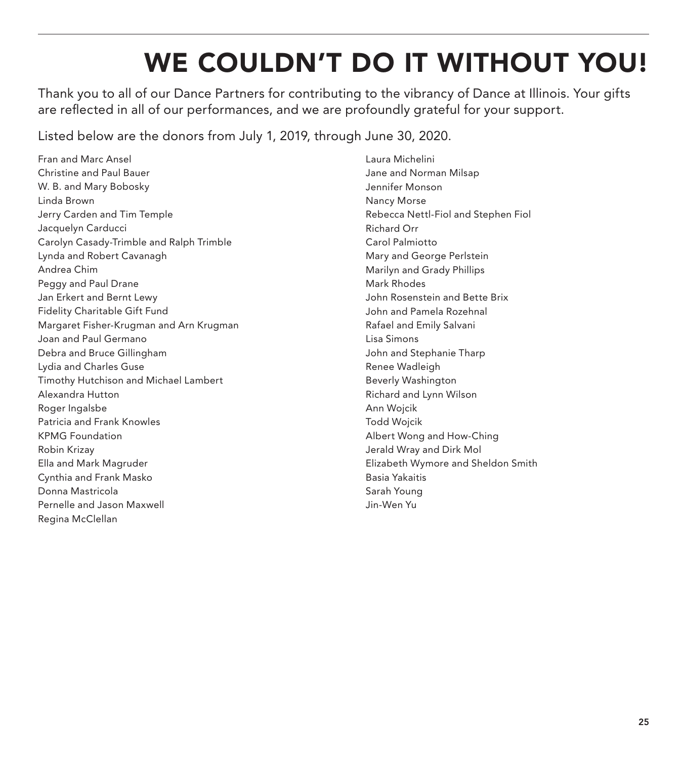# WE COULDN'T DO IT WITHOUT YOU!

Thank you to all of our Dance Partners for contributing to the vibrancy of Dance at Illinois. Your gifts are reflected in all of our performances, and we are profoundly grateful for your support.

Listed below are the donors from July 1, 2019, through June 30, 2020.

Fran and Marc Ansel
Christine and Paul Bauer
W. B. and Mary Bobosky
Linda Brown
Jerry Carden and Tim Temple
Jacquelyn Carducci
Carolyn Casady-Trimble and Ralph Trimble
Lynda and Robert Cavanagh
Andrea Chim
Peggy and Paul Drane
Jan Erkert and Bernt Lewy
Fidelity Charitable Gift Fund
Margaret Fisher-Krugman and Arn Krugman
Joan and Paul Germano
Debra and Bruce Gillingham
Lydia and Charles Guse
Timothy Hutchison and Michael Lambert
Alexandra Hutton
Roger Ingalsbe
Patricia and Frank Knowles
KPMG Foundation
Robin Krizay
Ella and Mark Magruder
Cynthia and Frank Masko
Donna Mastricola
Pernelle and Jason Maxwell
Regina McClellan
Laura Michelini
Jane and Norman Milsap
Jennifer Monson
Nancy Morse
Rebecca Nettl-Fiol and Stephen Fiol
Richard Orr
Carol Palmiotto
Mary and George Perlstein
Marilyn and Grady Phillips
Mark Rhodes
John Rosenstein and Bette Brix
John and Pamela Rozehnal
Rafael and Emily Salvani
Lisa Simons
John and Stephanie Tharp
Renee Wadleigh
Beverly Washington
Richard and Lynn Wilson
Ann Wojcik
Todd Wojcik
Albert Wong and How-Ching
Jerald Wray and Dirk Mol
Elizabeth Wymore and Sheldon Smith
Basia Yakaitis
Sarah Young
Jin-Wen Yu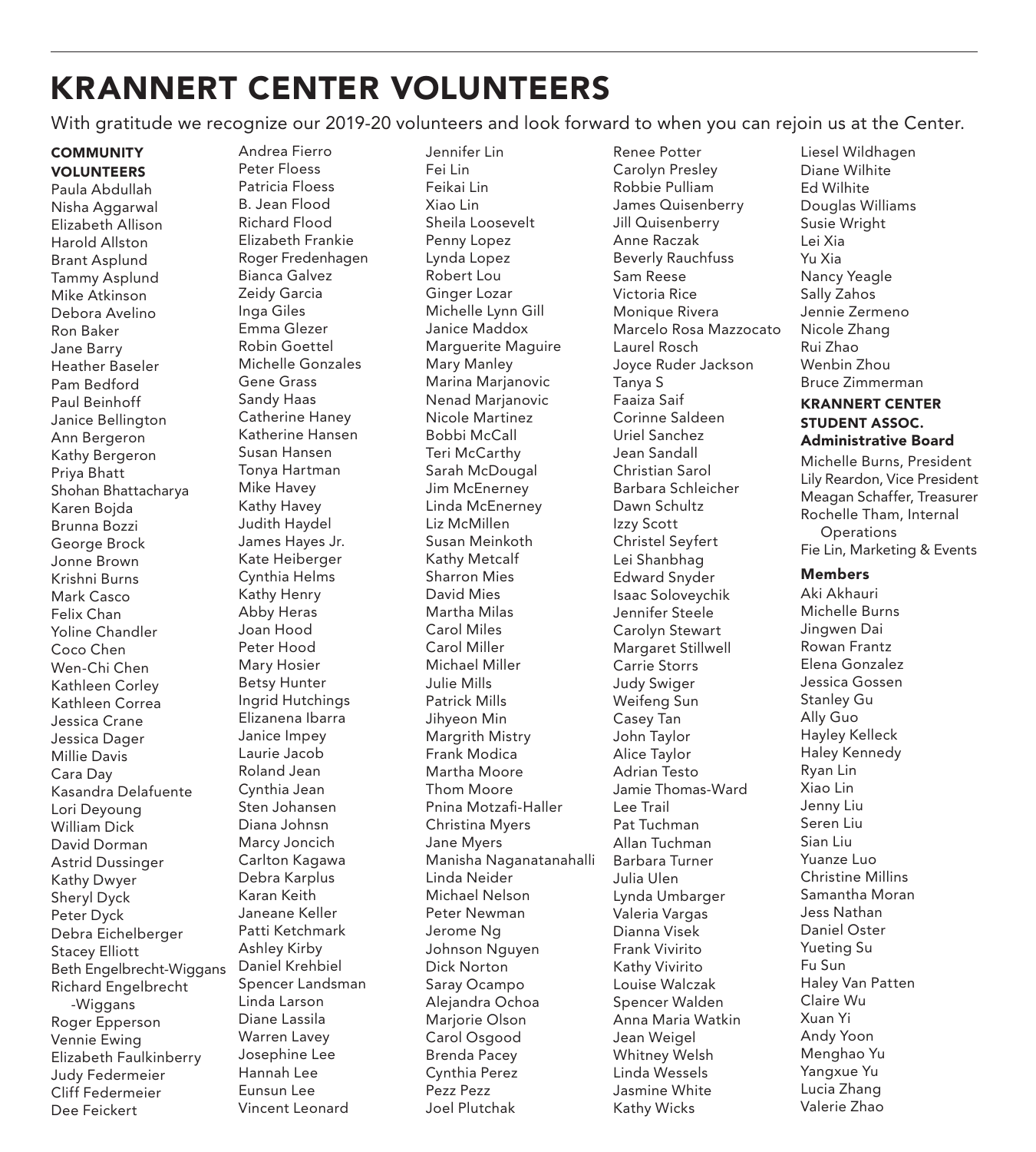# KRANNERT CENTER VOLUNTEERS

With gratitude we recognize our 2019-20 volunteers and look forward to when you can rejoin us at the Center.

**COMMUNITY VOLUNTEERS**

Paula Abdullah
Nisha Aggarwal
Elizabeth Allison
Harold Allston
Brant Asplund
Tammy Asplund
Mike Atkinson
Debora Avelino
Ron Baker
Jane Barry
Heather Baseler
Pam Bedford
Paul Beinhoff
Janice Bellington
Ann Bergeron
Kathy Bergeron
Priya Bhatt
Shohan Bhattacharya
Karen Bojda
Brunna Bozzi
George Brock
Jonne Brown
Krishni Burns
Mark Casco
Felix Chan
Yoline Chandler
Coco Chen
Wen-Chi Chen
Kathleen Corley
Kathleen Correa
Jessica Crane
Jessica Dager
Millie Davis
Cara Day
Kasandra Delafuente
Lori Deyoung
William Dick
David Dorman
Astrid Dussinger
Kathy Dwyer
Sheryl Dyck
Peter Dyck
Debra Eichelberger
Stacey Elliott
Beth Engelbrecht-Wiggans
Richard Engelbrecht-Wiggans
Roger Epperson
Vennie Ewing
Elizabeth Faulkinberry
Judy Federmeier
Cliff Federmeier
Dee Feickert
Andrea Fierro
Peter Floess
Patricia Floess
B. Jean Flood
Richard Flood
Elizabeth Frankie
Roger Fredenhagen
Bianca Galvez
Zeidy Garcia
Inga Giles
Emma Glezer
Robin Goettel
Michelle Gonzales
Gene Grass
Sandy Haas
Catherine Haney
Katherine Hansen
Susan Hansen
Tonya Hartman
Mike Havey
Kathy Havey
Judith Haydel
James Hayes Jr.
Kate Heiberger
Cynthia Helms
Kathy Henry
Abby Heras
Joan Hood
Peter Hood
Mary Hosier
Betsy Hunter
Ingrid Hutchings
Elizanena Ibarra
Janice Impey
Laurie Jacob
Roland Jean
Cynthia Jean
Sten Johansen
Diana Johnsn
Marcy Joncich
Carlton Kagawa
Debra Karplus
Karan Keith
Janeane Keller
Patti Ketchmark
Ashley Kirby
Daniel Krehbiel
Spencer Landsman
Linda Larson
Diane Lassila
Warren Lavey
Josephine Lee
Hannah Lee
Eunsun Lee
Vincent Leonard
Jennifer Lin
Fei Lin
Feikai Lin
Xiao Lin
Sheila Loosevelt
Penny Lopez
Lynda Lopez
Robert Lou
Ginger Lozar
Michelle Lynn Gill
Janice Maddox
Marguerite Maguire
Mary Manley
Marina Marjanovic
Nenad Marjanovic
Nicole Martinez
Bobbi McCall
Teri McCarthy
Sarah McDougal
Jim McEnerney
Linda McEnerney
Liz McMillen
Susan Meinkoth
Kathy Metcalf
Sharron Mies
David Mies
Martha Milas
Carol Miles
Carol Miller
Michael Miller
Julie Mills
Patrick Mills
Jihyeon Min
Margrith Mistry
Frank Modica
Martha Moore
Thom Moore
Pnina Motzafi-Haller
Christina Myers
Jane Myers
Manisha Naganatanahalli
Linda Neider
Michael Nelson
Peter Newman
Jerome Ng
Johnson Nguyen
Dick Norton
Saray Ocampo
Alejandra Ochoa
Marjorie Olson
Carol Osgood
Brenda Pacey
Cynthia Perez
Pezz Pezz
Joel Plutchak
Renee Potter
Carolyn Presley
Robbie Pulliam
James Quisenberry
Jill Quisenberry
Anne Raczak
Beverly Rauchfuss
Sam Reese
Victoria Rice
Monique Rivera
Marcelo Rosa Mazzocato
Laurel Rosch
Joyce Ruder Jackson
Tanya S
Faaiza Saif
Corinne Saldeen
Uriel Sanchez
Jean Sandall
Christian Sarol
Barbara Schleicher
Dawn Schultz
Izzy Scott
Christel Seyfert
Lei Shanbhag
Edward Snyder
Isaac Soloveychik
Jennifer Steele
Carolyn Stewart
Margaret Stillwell
Carrie Storrs
Judy Swiger
Weifeng Sun
Casey Tan
John Taylor
Alice Taylor
Adrian Testo
Jamie Thomas-Ward
Lee Trail
Pat Tuchman
Allan Tuchman
Barbara Turner
Julia Ulen
Lynda Umbarger
Valeria Vargas
Dianna Visek
Frank Vivirito
Kathy Vivirito
Louise Walczak
Spencer Walden
Anna Maria Watkin
Jean Weigel
Whitney Welsh
Linda Wessels
Jasmine White
Kathy Wicks
Liesel Wildhagen
Diane Wilhite
Ed Wilhite
Douglas Williams
Susie Wright
Lei Xia
Yu Xia
Nancy Yeagle
Sally Zahos
Jennie Zermeno
Nicole Zhang
Rui Zhao
Wenbin Zhou
Bruce Zimmerman

**KRANNERT CENTER STUDENT ASSOC.**

**Administrative Board**

Michelle Burns, President
Lily Reardon, Vice President
Meagan Schaffer, Treasurer
Rochelle Tham, Internal Operations
Fie Lin, Marketing & Events

**Members**

Aki Akhauri
Michelle Burns
Jingwen Dai
Rowan Frantz
Elena Gonzalez
Jessica Gossen
Stanley Gu
Ally Guo
Hayley Kelleck
Haley Kennedy
Ryan Lin
Xiao Lin
Jenny Liu
Seren Liu
Sian Liu
Yuanze Luo
Christine Millins
Samantha Moran
Jess Nathan
Daniel Oster
Yueting Su
Fu Sun
Haley Van Patten
Claire Wu
Xuan Yi
Andy Yoon
Menghao Yu
Yangxue Yu
Lucia Zhang
Valerie Zhao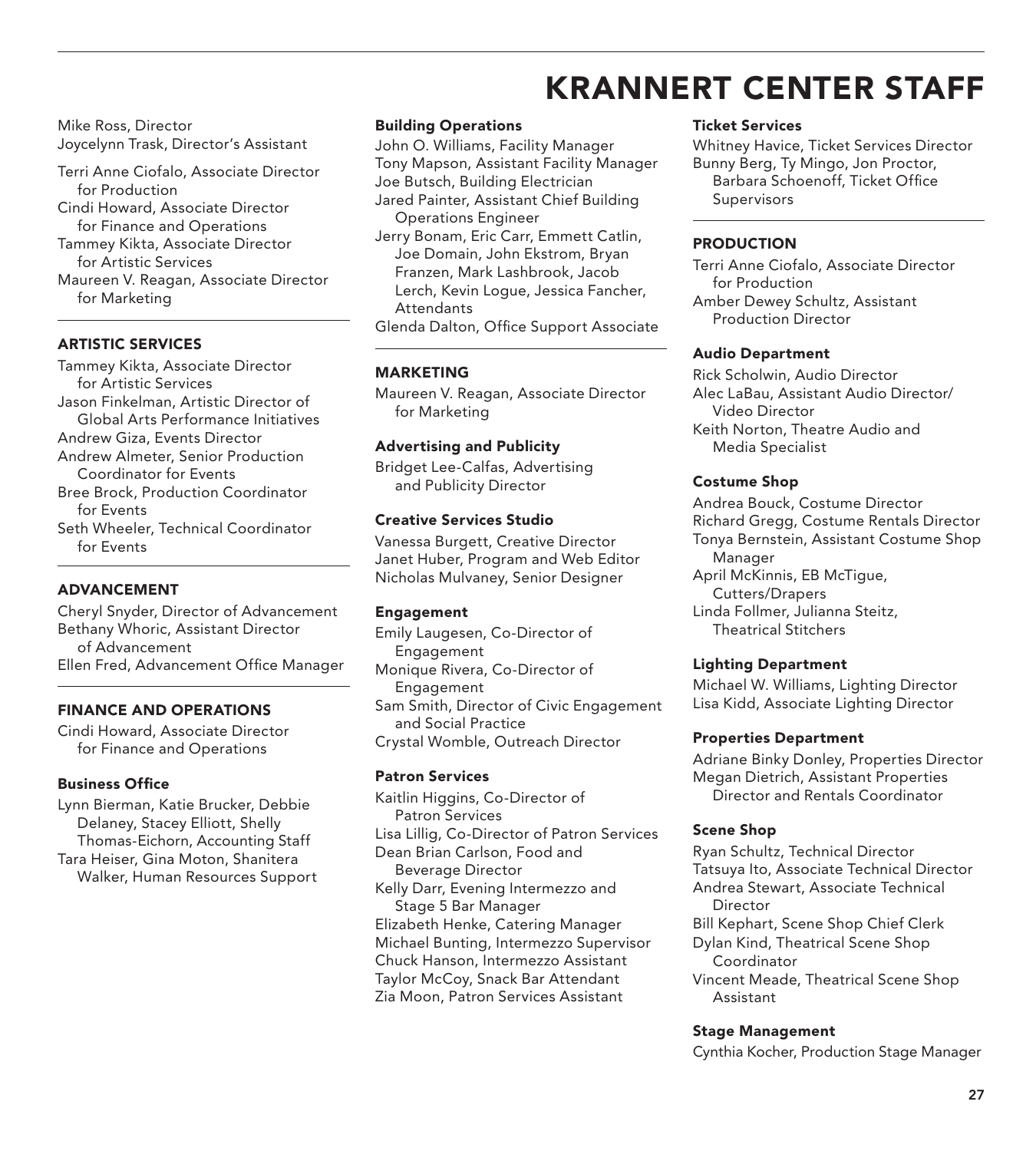# KRANNERT CENTER STAFF

Mike Ross, Director
Joycelynn Trask, Director's Assistant

Terri Anne Ciofalo, Associate Director for Production
Cindi Howard, Associate Director for Finance and Operations
Tammey Kikta, Associate Director for Artistic Services
Maureen V. Reagan, Associate Director for Marketing

## ARTISTIC SERVICES

Tammey Kikta, Associate Director for Artistic Services
Jason Finkelman, Artistic Director of Global Arts Performance Initiatives
Andrew Giza, Events Director
Andrew Almeter, Senior Production Coordinator for Events
Bree Brock, Production Coordinator for Events
Seth Wheeler, Technical Coordinator for Events

## ADVANCEMENT

Cheryl Snyder, Director of Advancement
Bethany Whoric, Assistant Director of Advancement
Ellen Fred, Advancement Office Manager

## FINANCE AND OPERATIONS

Cindi Howard, Associate Director for Finance and Operations

### Business Office

Lynn Bierman, Katie Brucker, Debbie Delaney, Stacey Elliott, Shelly Thomas-Eichorn, Accounting Staff
Tara Heiser, Gina Moton, Shanitera Walker, Human Resources Support

### Building Operations

John O. Williams, Facility Manager
Tony Mapson, Assistant Facility Manager
Joe Butsch, Building Electrician
Jared Painter, Assistant Chief Building Operations Engineer
Jerry Bonam, Eric Carr, Emmett Catlin, Joe Domain, John Ekstrom, Bryan Franzen, Mark Lashbrook, Jacob Lerch, Kevin Logue, Jessica Fancher, Attendants
Glenda Dalton, Office Support Associate

## MARKETING

Maureen V. Reagan, Associate Director for Marketing

### Advertising and Publicity

Bridget Lee-Calfas, Advertising and Publicity Director

### Creative Services Studio

Vanessa Burgett, Creative Director
Janet Huber, Program and Web Editor
Nicholas Mulvaney, Senior Designer

### Engagement

Emily Laugesen, Co-Director of Engagement
Monique Rivera, Co-Director of Engagement
Sam Smith, Director of Civic Engagement and Social Practice
Crystal Womble, Outreach Director

### Patron Services

Kaitlin Higgins, Co-Director of Patron Services
Lisa Lillig, Co-Director of Patron Services
Dean Brian Carlson, Food and Beverage Director
Kelly Darr, Evening Intermezzo and Stage 5 Bar Manager
Elizabeth Henke, Catering Manager
Michael Bunting, Intermezzo Supervisor
Chuck Hanson, Intermezzo Assistant
Taylor McCoy, Snack Bar Attendant
Zia Moon, Patron Services Assistant

### Ticket Services

Whitney Havice, Ticket Services Director
Bunny Berg, Ty Mingo, Jon Proctor, Barbara Schoenoff, Ticket Office Supervisors

## PRODUCTION

Terri Anne Ciofalo, Associate Director for Production
Amber Dewey Schultz, Assistant Production Director

### Audio Department

Rick Scholwin, Audio Director
Alec LaBau, Assistant Audio Director/ Video Director
Keith Norton, Theatre Audio and Media Specialist

### Costume Shop

Andrea Bouck, Costume Director
Richard Gregg, Costume Rentals Director
Tonya Bernstein, Assistant Costume Shop Manager
April McKinnis, EB McTigue, Cutters/Drapers
Linda Follmer, Julianna Steitz, Theatrical Stitchers

### Lighting Department

Michael W. Williams, Lighting Director
Lisa Kidd, Associate Lighting Director

### Properties Department

Adriane Binky Donley, Properties Director
Megan Dietrich, Assistant Properties Director and Rentals Coordinator

### Scene Shop

Ryan Schultz, Technical Director
Tatsuya Ito, Associate Technical Director
Andrea Stewart, Associate Technical Director
Bill Kephart, Scene Shop Chief Clerk
Dylan Kind, Theatrical Scene Shop Coordinator
Vincent Meade, Theatrical Scene Shop Assistant

### Stage Management

Cynthia Kocher, Production Stage Manager